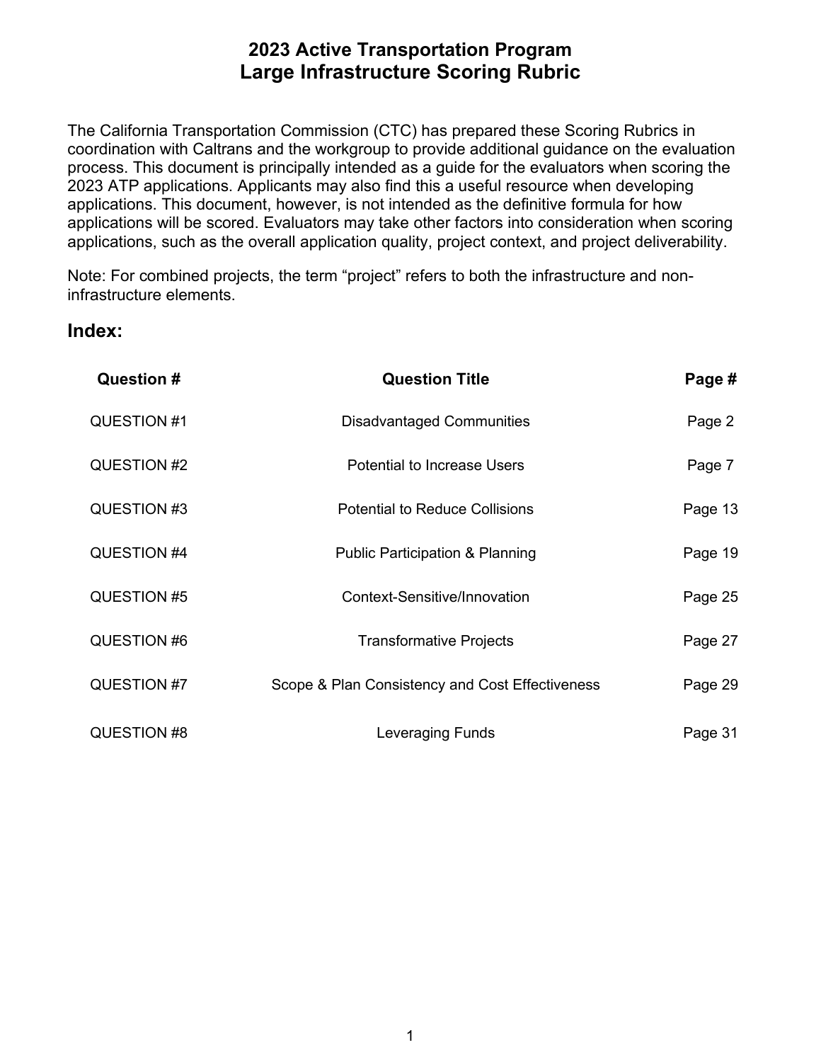# 2023 Active Transportation Program
# Large Infrastructure Scoring Rubric

The California Transportation Commission (CTC) has prepared these Scoring Rubrics in coordination with Caltrans and the workgroup to provide additional guidance on the evaluation process. This document is principally intended as a guide for the evaluators when scoring the 2023 ATP applications. Applicants may also find this a useful resource when developing applications. This document, however, is not intended as the definitive formula for how applications will be scored. Evaluators may take other factors into consideration when scoring applications, such as the overall application quality, project context, and project deliverability.

Note: For combined projects, the term "project" refers to both the infrastructure and non-infrastructure elements.

## Index:

| Question # | Question Title | Page # |
|---|---|---|
| QUESTION #1 | Disadvantaged Communities | Page 2 |
| QUESTION #2 | Potential to Increase Users | Page 7 |
| QUESTION #3 | Potential to Reduce Collisions | Page 13 |
| QUESTION #4 | Public Participation & Planning | Page 19 |
| QUESTION #5 | Context-Sensitive/Innovation | Page 25 |
| QUESTION #6 | Transformative Projects | Page 27 |
| QUESTION #7 | Scope & Plan Consistency and Cost Effectiveness | Page 29 |
| QUESTION #8 | Leveraging Funds | Page 31 |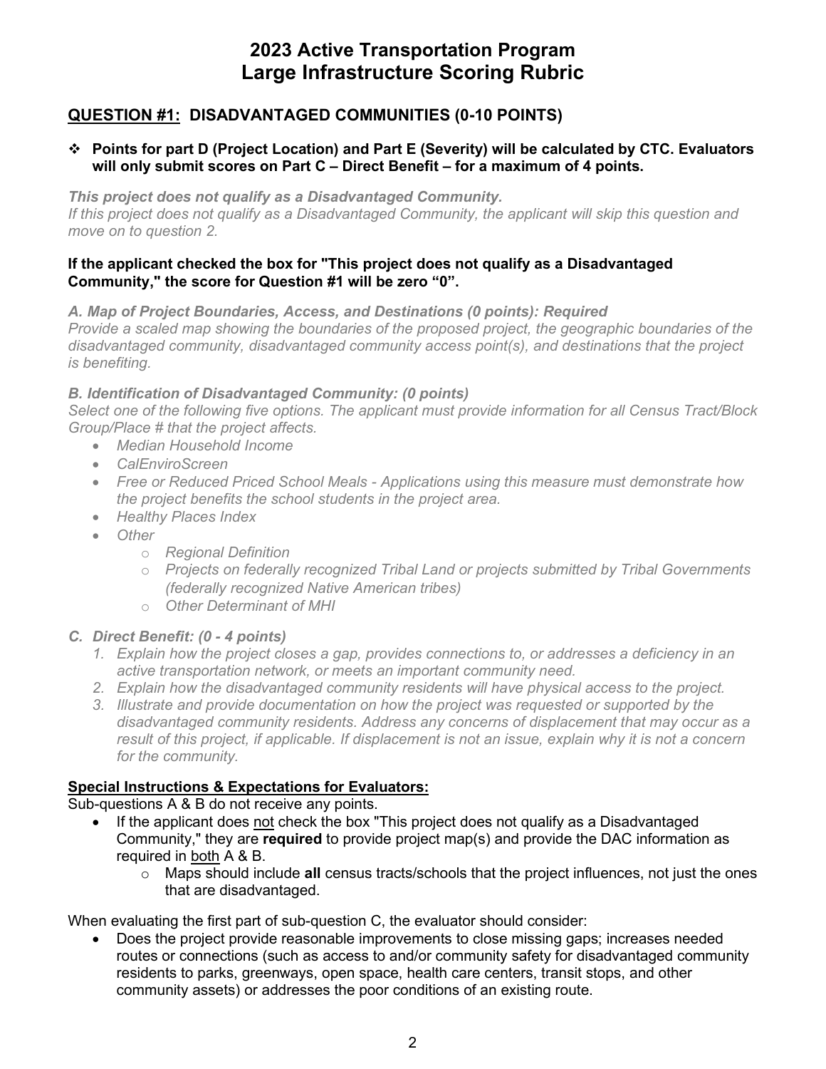# 2023 Active Transportation Program
# Large Infrastructure Scoring Rubric

## QUESTION #1: DISADVANTAGED COMMUNITIES (0-10 POINTS)

❖ **Points for part D (Project Location) and Part E (Severity) will be calculated by CTC. Evaluators will only submit scores on Part C – Direct Benefit – for a maximum of 4 points.**

***This project does not qualify as a Disadvantaged Community.***
*If this project does not qualify as a Disadvantaged Community, the applicant will skip this question and move on to question 2.*

**If the applicant checked the box for "This project does not qualify as a Disadvantaged Community," the score for Question #1 will be zero "0".**

***A. Map of Project Boundaries, Access, and Destinations (0 points): Required***
*Provide a scaled map showing the boundaries of the proposed project, the geographic boundaries of the disadvantaged community, disadvantaged community access point(s), and destinations that the project is benefiting.*

***B. Identification of Disadvantaged Community: (0 points)***
*Select one of the following five options. The applicant must provide information for all Census Tract/Block Group/Place # that the project affects.*

- *Median Household Income*
- *CalEnviroScreen*
- *Free or Reduced Priced School Meals - Applications using this measure must demonstrate how the project benefits the school students in the project area.*
- *Healthy Places Index*
- *Other*
  - *Regional Definition*
  - *Projects on federally recognized Tribal Land or projects submitted by Tribal Governments (federally recognized Native American tribes)*
  - *Other Determinant of MHI*

***C. Direct Benefit: (0 - 4 points)***

1. *Explain how the project closes a gap, provides connections to, or addresses a deficiency in an active transportation network, or meets an important community need.*
2. *Explain how the disadvantaged community residents will have physical access to the project.*
3. *Illustrate and provide documentation on how the project was requested or supported by the disadvantaged community residents. Address any concerns of displacement that may occur as a result of this project, if applicable. If displacement is not an issue, explain why it is not a concern for the community.*

**Special Instructions & Expectations for Evaluators:**

Sub-questions A & B do not receive any points.

- If the applicant does not check the box "This project does not qualify as a Disadvantaged Community," they are **required** to provide project map(s) and provide the DAC information as required in both A & B.
  - Maps should include **all** census tracts/schools that the project influences, not just the ones that are disadvantaged.

When evaluating the first part of sub-question C, the evaluator should consider:

- Does the project provide reasonable improvements to close missing gaps; increases needed routes or connections (such as access to and/or community safety for disadvantaged community residents to parks, greenways, open space, health care centers, transit stops, and other community assets) or addresses the poor conditions of an existing route.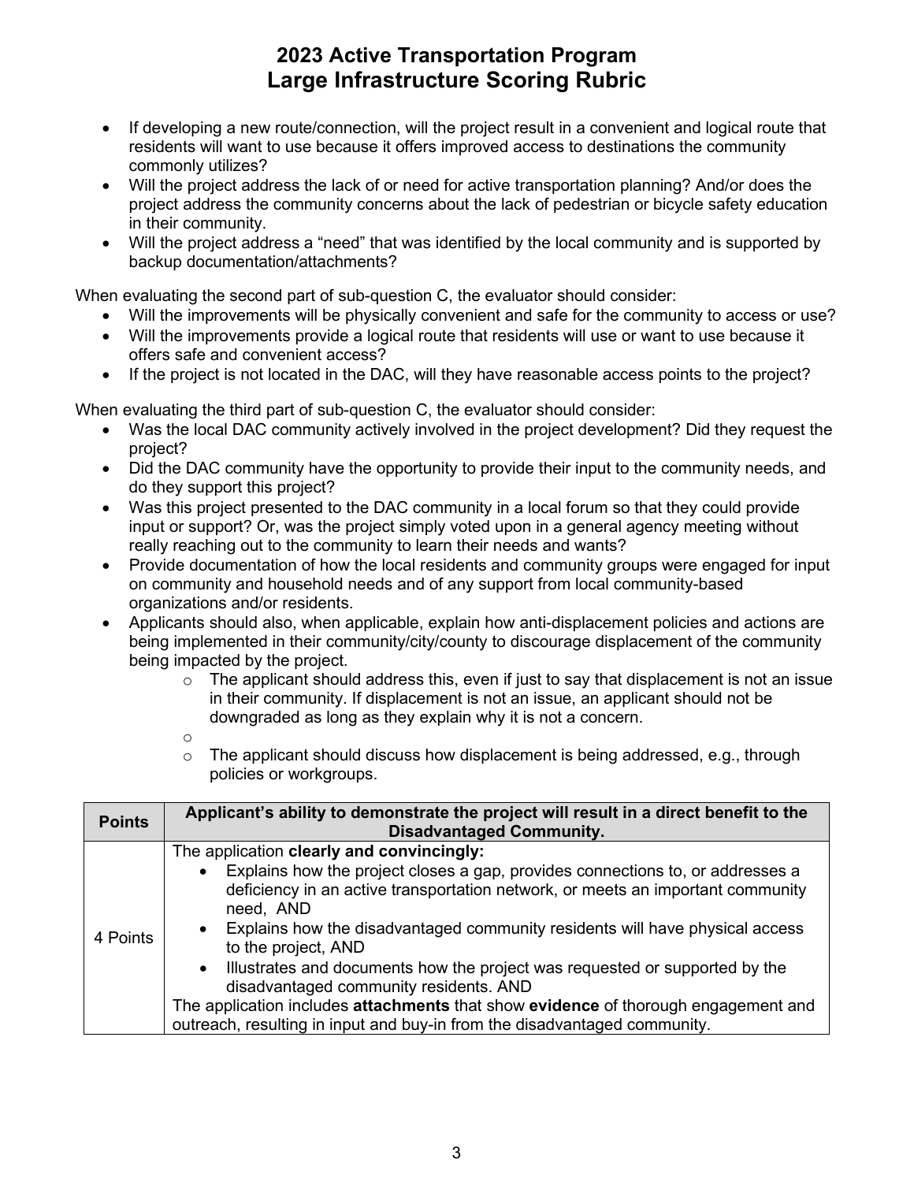- If developing a new route/connection, will the project result in a convenient and logical route that residents will want to use because it offers improved access to destinations the community commonly utilizes?
- Will the project address the lack of or need for active transportation planning? And/or does the project address the community concerns about the lack of pedestrian or bicycle safety education in their community.
- Will the project address a "need" that was identified by the local community and is supported by backup documentation/attachments?

When evaluating the second part of sub-question C, the evaluator should consider:

- Will the improvements will be physically convenient and safe for the community to access or use?
- Will the improvements provide a logical route that residents will use or want to use because it offers safe and convenient access?
- If the project is not located in the DAC, will they have reasonable access points to the project?

When evaluating the third part of sub-question C, the evaluator should consider:

- Was the local DAC community actively involved in the project development? Did they request the project?
- Did the DAC community have the opportunity to provide their input to the community needs, and do they support this project?
- Was this project presented to the DAC community in a local forum so that they could provide input or support? Or, was the project simply voted upon in a general agency meeting without really reaching out to the community to learn their needs and wants?
- Provide documentation of how the local residents and community groups were engaged for input on community and household needs and of any support from local community-based organizations and/or residents.
- Applicants should also, when applicable, explain how anti-displacement policies and actions are being implemented in their community/city/county to discourage displacement of the community being impacted by the project.
    - The applicant should address this, even if just to say that displacement is not an issue in their community. If displacement is not an issue, an applicant should not be downgraded as long as they explain why it is not a concern.
    - 
    - The applicant should discuss how displacement is being addressed, e.g., through policies or workgroups.

| Points | Applicant's ability to demonstrate the project will result in a direct benefit to the Disadvantaged Community. |
|---|---|
| 4 Points | The application **clearly and convincingly:** <ul><li>Explains how the project closes a gap, provides connections to, or addresses a deficiency in an active transportation network, or meets an important community need, AND</li><li>Explains how the disadvantaged community residents will have physical access to the project, AND</li><li>Illustrates and documents how the project was requested or supported by the disadvantaged community residents. AND</li></ul>The application includes **attachments** that show **evidence** of thorough engagement and outreach, resulting in input and buy-in from the disadvantaged community. |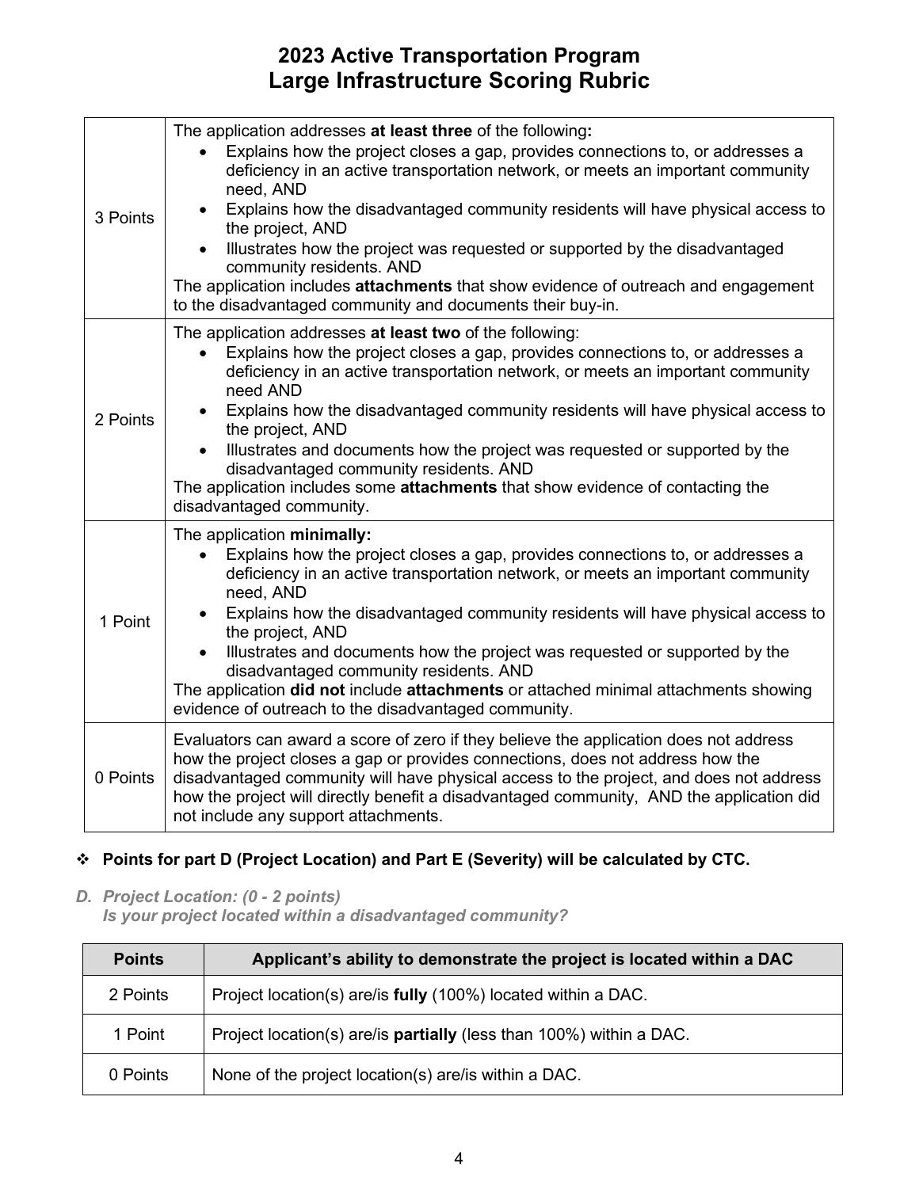# 2023 Active Transportation Program
# Large Infrastructure Scoring Rubric

| | |
|---|---|
| 3 Points | The application addresses **at least three** of the following**:**<br>• Explains how the project closes a gap, provides connections to, or addresses a deficiency in an active transportation network, or meets an important community need, AND<br>• Explains how the disadvantaged community residents will have physical access to the project, AND<br>• Illustrates how the project was requested or supported by the disadvantaged community residents. AND<br>The application includes **attachments** that show evidence of outreach and engagement to the disadvantaged community and documents their buy-in. |
| 2 Points | The application addresses **at least two** of the following:<br>• Explains how the project closes a gap, provides connections to, or addresses a deficiency in an active transportation network, or meets an important community need AND<br>• Explains how the disadvantaged community residents will have physical access to the project, AND<br>• Illustrates and documents how the project was requested or supported by the disadvantaged community residents. AND<br>The application includes some **attachments** that show evidence of contacting the disadvantaged community. |
| 1 Point | The application **minimally:**<br>• Explains how the project closes a gap, provides connections to, or addresses a deficiency in an active transportation network, or meets an important community need, AND<br>• Explains how the disadvantaged community residents will have physical access to the project, AND<br>• Illustrates and documents how the project was requested or supported by the disadvantaged community residents. AND<br>The application **did not** include **attachments** or attached minimal attachments showing evidence of outreach to the disadvantaged community. |
| 0 Points | Evaluators can award a score of zero if they believe the application does not address how the project closes a gap or provides connections, does not address how the disadvantaged community will have physical access to the project, and does not address how the project will directly benefit a disadvantaged community, AND the application did not include any support attachments. |

❖ **Points for part D (Project Location) and Part E (Severity) will be calculated by CTC.**

***D. Project Location: (0 - 2 points)***
***Is your project located within a disadvantaged community?***

| Points | Applicant's ability to demonstrate the project is located within a DAC |
|---|---|
| 2 Points | Project location(s) are/is **fully** (100%) located within a DAC. |
| 1 Point | Project location(s) are/is **partially** (less than 100%) within a DAC. |
| 0 Points | None of the project location(s) are/is within a DAC. |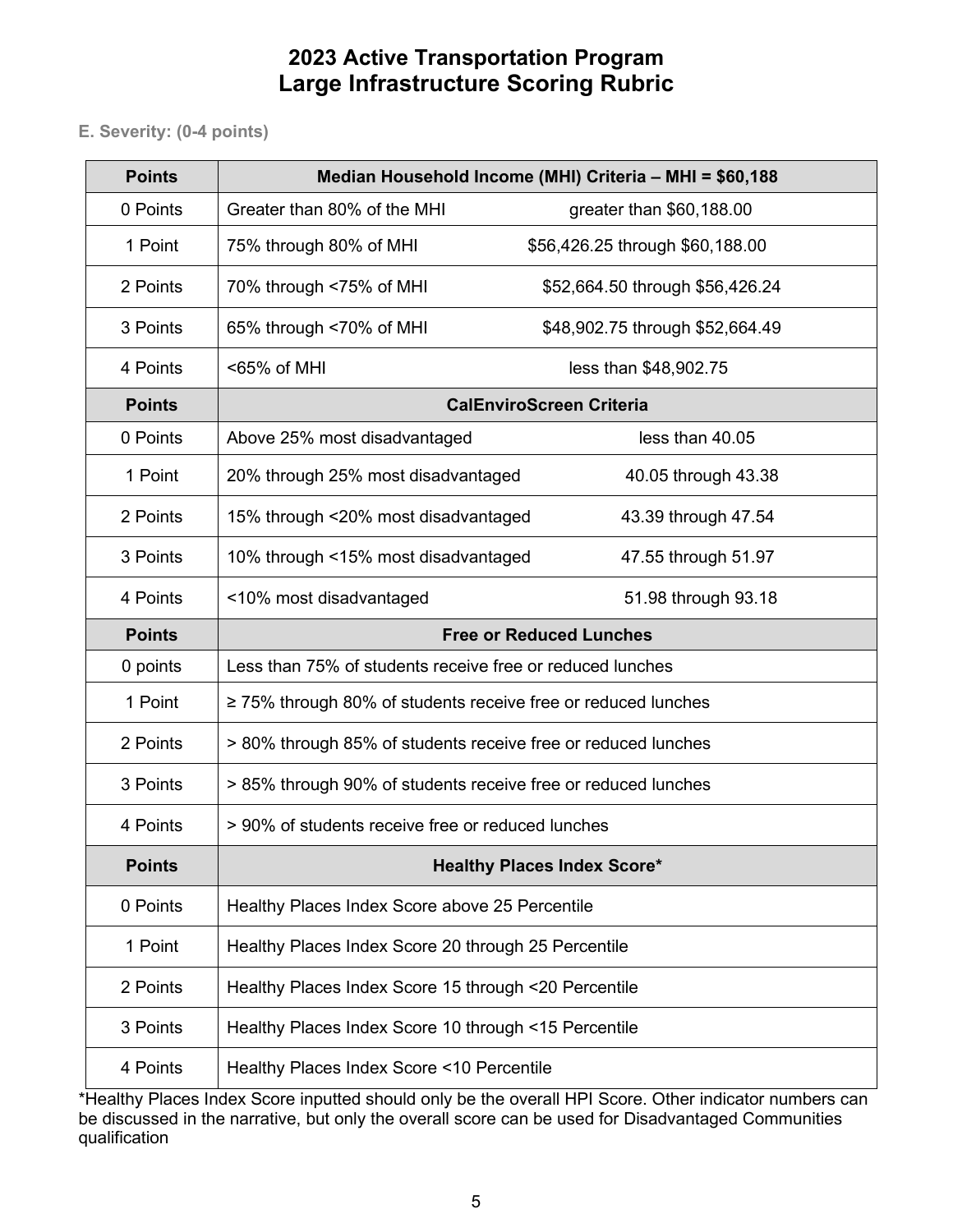# 2023 Active Transportation Program
# Large Infrastructure Scoring Rubric

**E. Severity: (0-4 points)**

| Points | Median Household Income (MHI) Criteria – MHI = $60,188 | |
|---|---|---|
| 0 Points | Greater than 80% of the MHI | greater than $60,188.00 |
| 1 Point | 75% through 80% of MHI | $56,426.25 through $60,188.00 |
| 2 Points | 70% through <75% of MHI | $52,664.50 through $56,426.24 |
| 3 Points | 65% through <70% of MHI | $48,902.75 through $52,664.49 |
| 4 Points | <65% of MHI | less than $48,902.75 |
| **Points** | **CalEnviroScreen Criteria** | |
| 0 Points | Above 25% most disadvantaged | less than 40.05 |
| 1 Point | 20% through 25% most disadvantaged | 40.05 through 43.38 |
| 2 Points | 15% through <20% most disadvantaged | 43.39 through 47.54 |
| 3 Points | 10% through <15% most disadvantaged | 47.55 through 51.97 |
| 4 Points | <10% most disadvantaged | 51.98 through 93.18 |
| **Points** | **Free or Reduced Lunches** | |
| 0 points | Less than 75% of students receive free or reduced lunches | |
| 1 Point | ≥ 75% through 80% of students receive free or reduced lunches | |
| 2 Points | > 80% through 85% of students receive free or reduced lunches | |
| 3 Points | > 85% through 90% of students receive free or reduced lunches | |
| 4 Points | > 90% of students receive free or reduced lunches | |
| **Points** | **Healthy Places Index Score*** | |
| 0 Points | Healthy Places Index Score above 25 Percentile | |
| 1 Point | Healthy Places Index Score 20 through 25 Percentile | |
| 2 Points | Healthy Places Index Score 15 through <20 Percentile | |
| 3 Points | Healthy Places Index Score 10 through <15 Percentile | |
| 4 Points | Healthy Places Index Score <10 Percentile | |

*Healthy Places Index Score inputted should only be the overall HPI Score. Other indicator numbers can be discussed in the narrative, but only the overall score can be used for Disadvantaged Communities qualification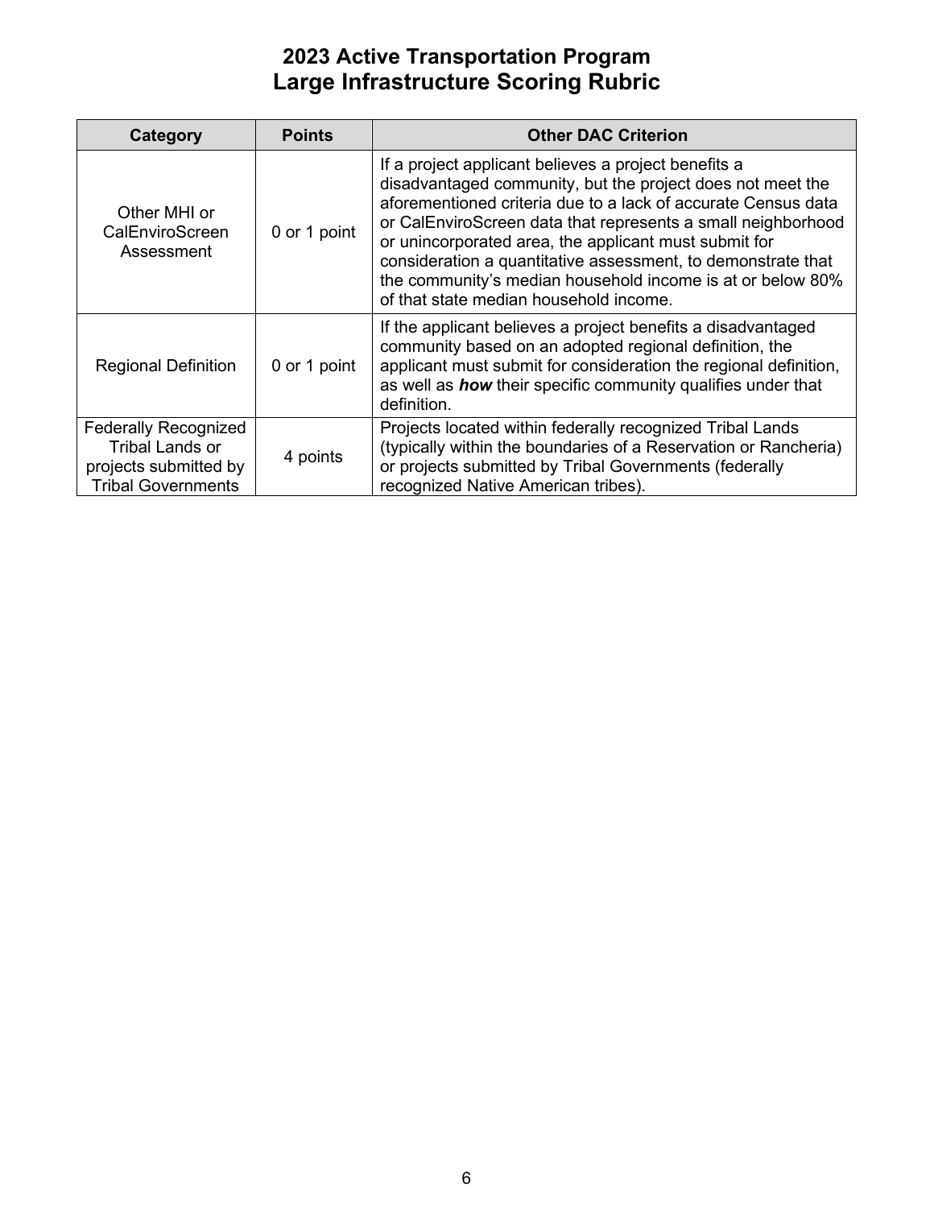# 2023 Active Transportation Program
# Large Infrastructure Scoring Rubric

| Category | Points | Other DAC Criterion |
|---|---|---|
| Other MHI or CalEnviroScreen Assessment | 0 or 1 point | If a project applicant believes a project benefits a disadvantaged community, but the project does not meet the aforementioned criteria due to a lack of accurate Census data or CalEnviroScreen data that represents a small neighborhood or unincorporated area, the applicant must submit for consideration a quantitative assessment, to demonstrate that the community's median household income is at or below 80% of that state median household income. |
| Regional Definition | 0 or 1 point | If the applicant believes a project benefits a disadvantaged community based on an adopted regional definition, the applicant must submit for consideration the regional definition, as well as ***how*** their specific community qualifies under that definition. |
| Federally Recognized Tribal Lands or projects submitted by Tribal Governments | 4 points | Projects located within federally recognized Tribal Lands (typically within the boundaries of a Reservation or Rancheria) or projects submitted by Tribal Governments (federally recognized Native American tribes). |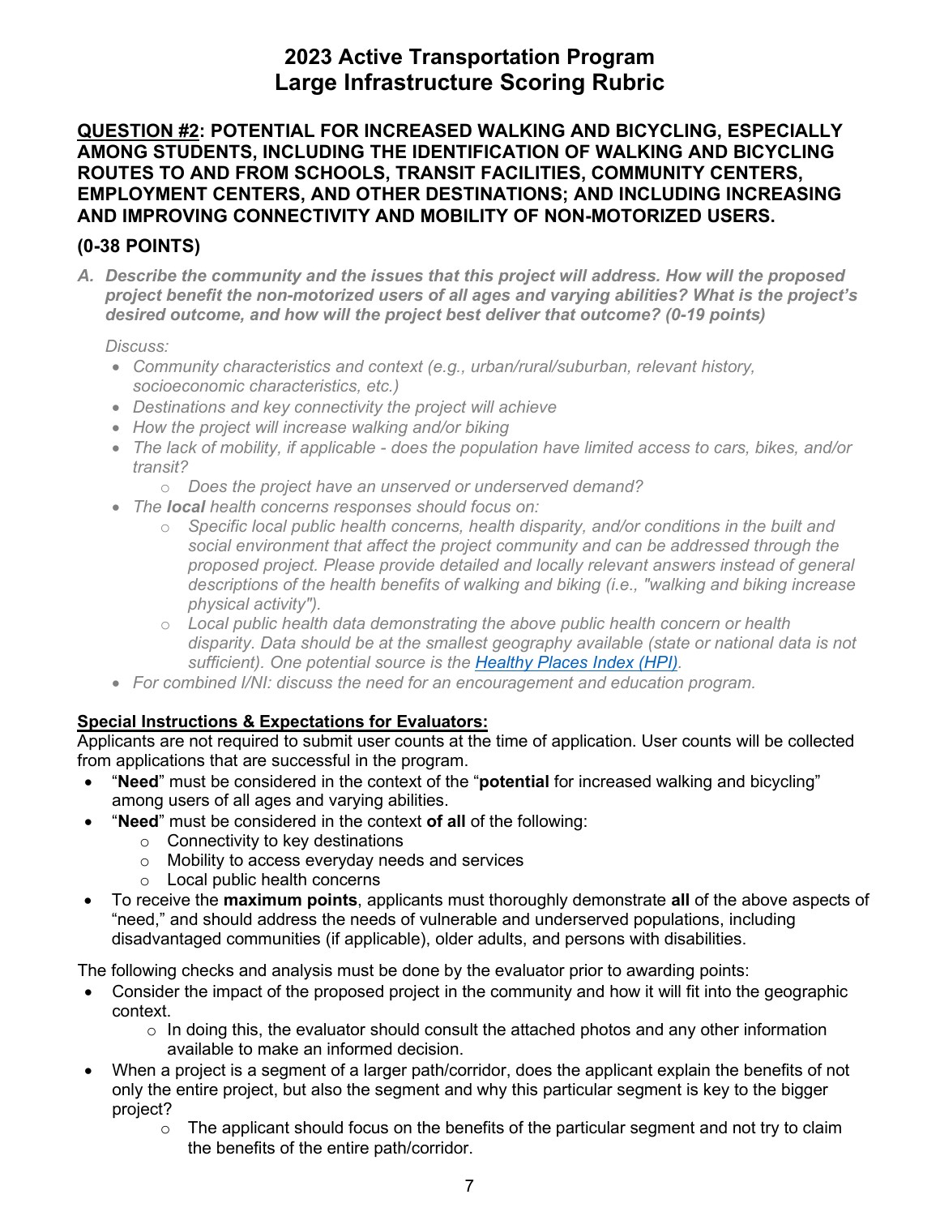# 2023 Active Transportation Program
# Large Infrastructure Scoring Rubric

## QUESTION #2: POTENTIAL FOR INCREASED WALKING AND BICYCLING, ESPECIALLY AMONG STUDENTS, INCLUDING THE IDENTIFICATION OF WALKING AND BICYCLING ROUTES TO AND FROM SCHOOLS, TRANSIT FACILITIES, COMMUNITY CENTERS, EMPLOYMENT CENTERS, AND OTHER DESTINATIONS; AND INCLUDING INCREASING AND IMPROVING CONNECTIVITY AND MOBILITY OF NON-MOTORIZED USERS.

### (0-38 POINTS)

***A. Describe the community and the issues that this project will address. How will the proposed project benefit the non-motorized users of all ages and varying abilities? What is the project's desired outcome, and how will the project best deliver that outcome? (0-19 points)***

*Discuss:*

- *Community characteristics and context (e.g., urban/rural/suburban, relevant history, socioeconomic characteristics, etc.)*
- *Destinations and key connectivity the project will achieve*
- *How the project will increase walking and/or biking*
- *The lack of mobility, if applicable - does the population have limited access to cars, bikes, and/or transit?*
  - *Does the project have an unserved or underserved demand?*
- *The **local** health concerns responses should focus on:*
  - *Specific local public health concerns, health disparity, and/or conditions in the built and social environment that affect the project community and can be addressed through the proposed project. Please provide detailed and locally relevant answers instead of general descriptions of the health benefits of walking and biking (i.e., "walking and biking increase physical activity").*
  - *Local public health data demonstrating the above public health concern or health disparity. Data should be at the smallest geography available (state or national data is not sufficient). One potential source is the [Healthy Places Index (HPI)](Healthy Places Index (HPI)).*
- *For combined I/NI: discuss the need for an encouragement and education program.*

**Special Instructions & Expectations for Evaluators:**

Applicants are not required to submit user counts at the time of application. User counts will be collected from applications that are successful in the program.

- "**Need**" must be considered in the context of the "**potential** for increased walking and bicycling" among users of all ages and varying abilities.
- "**Need**" must be considered in the context **of all** of the following:
  - Connectivity to key destinations
  - Mobility to access everyday needs and services
  - Local public health concerns
- To receive the **maximum points**, applicants must thoroughly demonstrate **all** of the above aspects of "need," and should address the needs of vulnerable and underserved populations, including disadvantaged communities (if applicable), older adults, and persons with disabilities.

The following checks and analysis must be done by the evaluator prior to awarding points:

- Consider the impact of the proposed project in the community and how it will fit into the geographic context.
  - In doing this, the evaluator should consult the attached photos and any other information available to make an informed decision.
- When a project is a segment of a larger path/corridor, does the applicant explain the benefits of not only the entire project, but also the segment and why this particular segment is key to the bigger project?
  - The applicant should focus on the benefits of the particular segment and not try to claim the benefits of the entire path/corridor.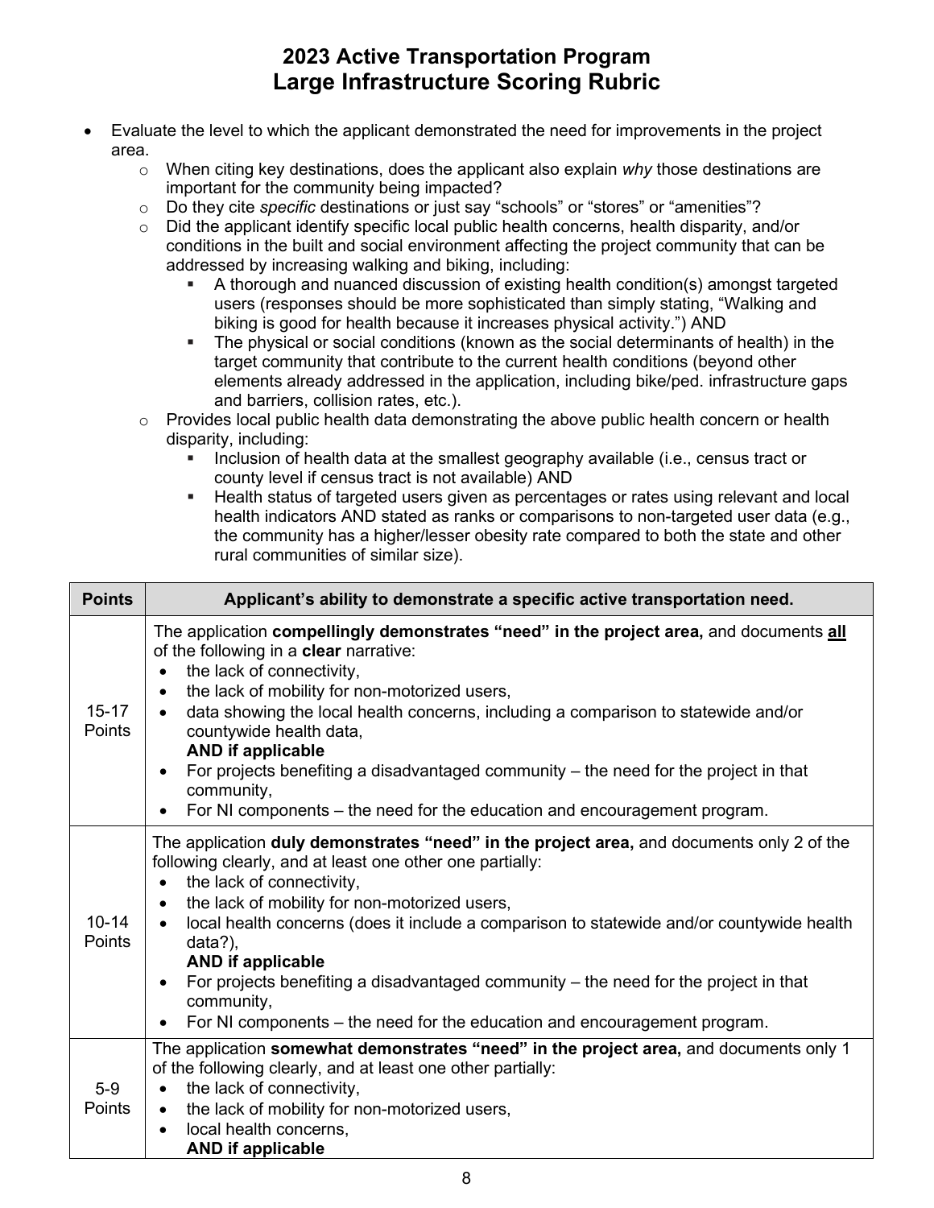# 2023 Active Transportation Program
# Large Infrastructure Scoring Rubric

- Evaluate the level to which the applicant demonstrated the need for improvements in the project area.
  - When citing key destinations, does the applicant also explain *why* those destinations are important for the community being impacted?
  - Do they cite *specific* destinations or just say “schools” or “stores” or “amenities”?
  - Did the applicant identify specific local public health concerns, health disparity, and/or conditions in the built and social environment affecting the project community that can be addressed by increasing walking and biking, including:
    - A thorough and nuanced discussion of existing health condition(s) amongst targeted users (responses should be more sophisticated than simply stating, “Walking and biking is good for health because it increases physical activity.”) AND
    - The physical or social conditions (known as the social determinants of health) in the target community that contribute to the current health conditions (beyond other elements already addressed in the application, including bike/ped. infrastructure gaps and barriers, collision rates, etc.).
  - Provides local public health data demonstrating the above public health concern or health disparity, including:
    - Inclusion of health data at the smallest geography available (i.e., census tract or county level if census tract is not available) AND
    - Health status of targeted users given as percentages or rates using relevant and local health indicators AND stated as ranks or comparisons to non-targeted user data (e.g., the community has a higher/lesser obesity rate compared to both the state and other rural communities of similar size).

| Points | Applicant’s ability to demonstrate a specific active transportation need. |
|---|---|
| 15-17 Points | The application **compellingly demonstrates “need” in the project area,** and documents **all** of the following in a **clear** narrative:<br>• the lack of connectivity,<br>• the lack of mobility for non-motorized users,<br>• data showing the local health concerns, including a comparison to statewide and/or countywide health data,<br>**AND if applicable**<br>• For projects benefiting a disadvantaged community – the need for the project in that community,<br>• For NI components – the need for the education and encouragement program. |
| 10-14 Points | The application **duly demonstrates “need” in the project area,** and documents only 2 of the following clearly, and at least one other one partially:<br>• the lack of connectivity,<br>• the lack of mobility for non-motorized users,<br>• local health concerns (does it include a comparison to statewide and/or countywide health data?),<br>**AND if applicable**<br>• For projects benefiting a disadvantaged community – the need for the project in that community,<br>• For NI components – the need for the education and encouragement program. |
| 5-9 Points | The application **somewhat demonstrates “need” in the project area,** and documents only 1 of the following clearly, and at least one other partially:<br>• the lack of connectivity,<br>• the lack of mobility for non-motorized users,<br>• local health concerns,<br>**AND if applicable** |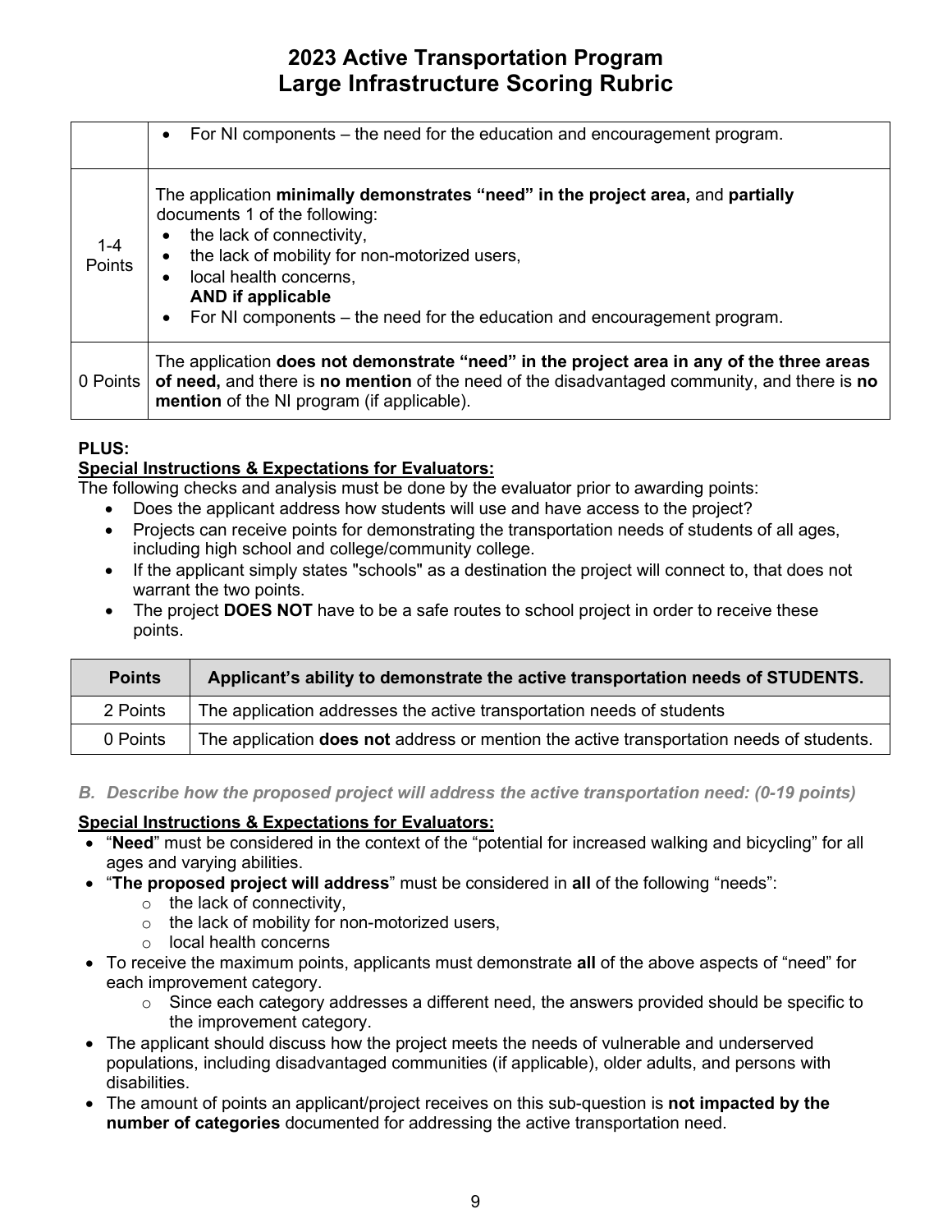| | |
|---|---|
| | • For NI components – the need for the education and encouragement program. |
| 1-4 Points | The application **minimally demonstrates "need" in the project area,** and **partially** documents 1 of the following: <br>• the lack of connectivity, <br>• the lack of mobility for non-motorized users, <br>• local health concerns, <br>**AND if applicable** <br>• For NI components – the need for the education and encouragement program. |
| 0 Points | The application **does not demonstrate "need" in the project area in any of the three areas of need,** and there is **no mention** of the need of the disadvantaged community, and there is **no mention** of the NI program (if applicable). |

**PLUS:**

**Special Instructions & Expectations for Evaluators:**

The following checks and analysis must be done by the evaluator prior to awarding points:

- Does the applicant address how students will use and have access to the project?
- Projects can receive points for demonstrating the transportation needs of students of all ages, including high school and college/community college.
- If the applicant simply states "schools" as a destination the project will connect to, that does not warrant the two points.
- The project **DOES NOT** have to be a safe routes to school project in order to receive these points.

| Points | Applicant's ability to demonstrate the active transportation needs of STUDENTS. |
|---|---|
| 2 Points | The application addresses the active transportation needs of students |
| 0 Points | The application **does not** address or mention the active transportation needs of students. |

*B. Describe how the proposed project will address the active transportation need: (0-19 points)*

**Special Instructions & Expectations for Evaluators:**

- "**Need**" must be considered in the context of the "potential for increased walking and bicycling" for all ages and varying abilities.
- "**The proposed project will address**" must be considered in **all** of the following "needs":
  - the lack of connectivity,
  - the lack of mobility for non-motorized users,
  - local health concerns
- To receive the maximum points, applicants must demonstrate **all** of the above aspects of "need" for each improvement category.
  - Since each category addresses a different need, the answers provided should be specific to the improvement category.
- The applicant should discuss how the project meets the needs of vulnerable and underserved populations, including disadvantaged communities (if applicable), older adults, and persons with disabilities.
- The amount of points an applicant/project receives on this sub-question is **not impacted by the number of categories** documented for addressing the active transportation need.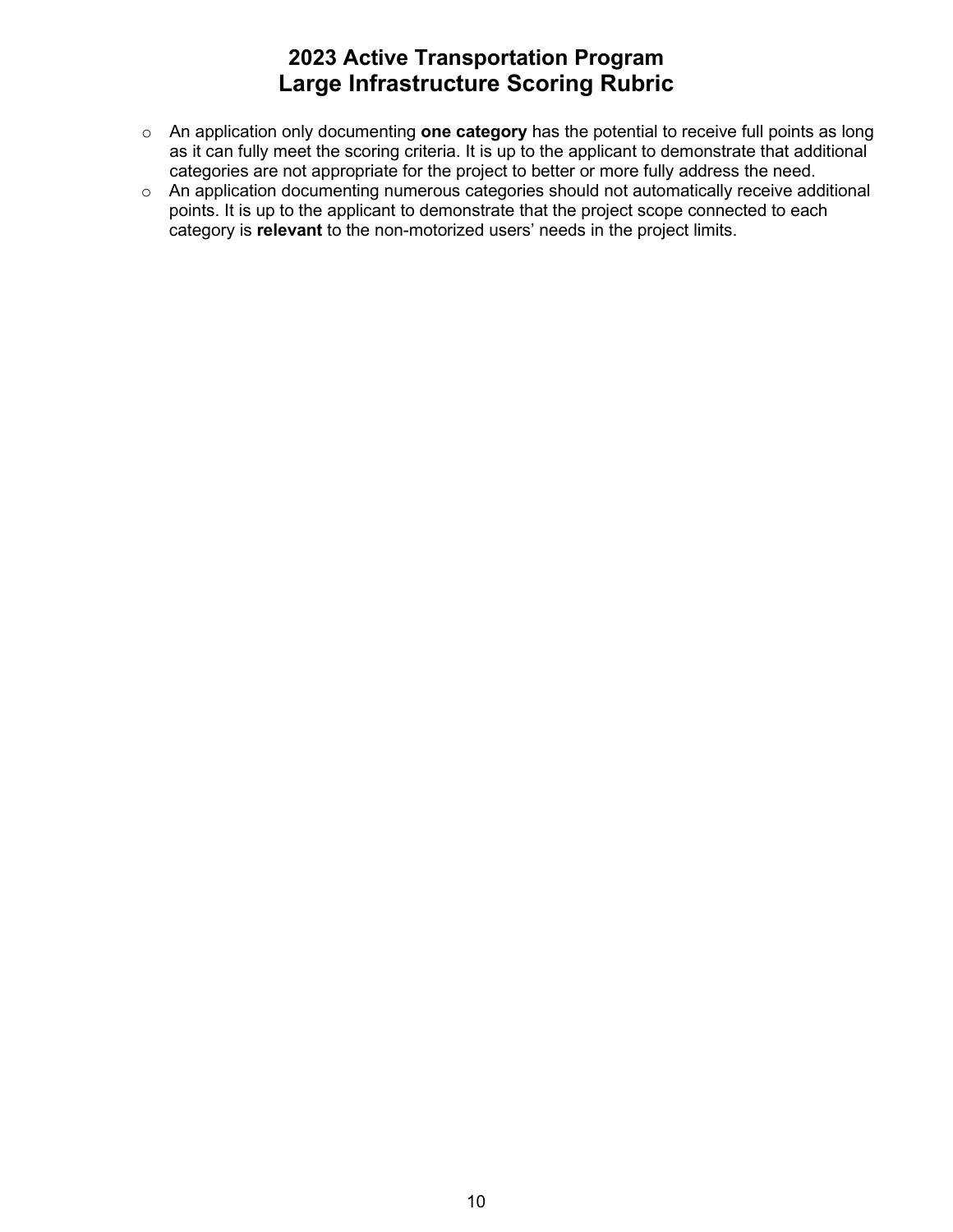- An application only documenting **one category** has the potential to receive full points as long as it can fully meet the scoring criteria. It is up to the applicant to demonstrate that additional categories are not appropriate for the project to better or more fully address the need.
- An application documenting numerous categories should not automatically receive additional points. It is up to the applicant to demonstrate that the project scope connected to each category is **relevant** to the non-motorized users' needs in the project limits.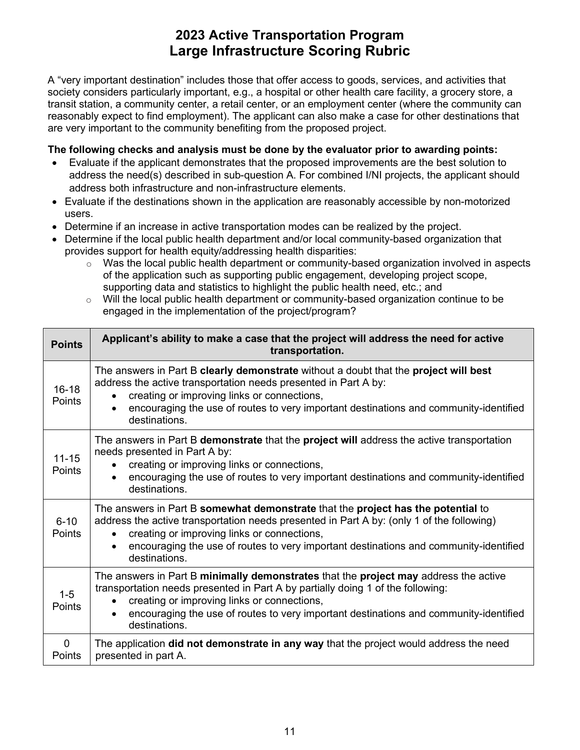# 2023 Active Transportation Program
# Large Infrastructure Scoring Rubric

A "very important destination" includes those that offer access to goods, services, and activities that society considers particularly important, e.g., a hospital or other health care facility, a grocery store, a transit station, a community center, a retail center, or an employment center (where the community can reasonably expect to find employment). The applicant can also make a case for other destinations that are very important to the community benefiting from the proposed project.

**The following checks and analysis must be done by the evaluator prior to awarding points:**

- Evaluate if the applicant demonstrates that the proposed improvements are the best solution to address the need(s) described in sub-question A. For combined I/NI projects, the applicant should address both infrastructure and non-infrastructure elements.
- Evaluate if the destinations shown in the application are reasonably accessible by non-motorized users.
- Determine if an increase in active transportation modes can be realized by the project.
- Determine if the local public health department and/or local community-based organization that provides support for health equity/addressing health disparities:
  - Was the local public health department or community-based organization involved in aspects of the application such as supporting public engagement, developing project scope, supporting data and statistics to highlight the public health need, etc.; and
  - Will the local public health department or community-based organization continue to be engaged in the implementation of the project/program?

| Points | Applicant's ability to make a case that the project will address the need for active transportation. |
|---|---|
| 16-18 Points | The answers in Part B **clearly demonstrate** without a doubt that the **project will best** address the active transportation needs presented in Part A by: <br>• creating or improving links or connections, <br>• encouraging the use of routes to very important destinations and community-identified destinations. |
| 11-15 Points | The answers in Part B **demonstrate** that the **project will** address the active transportation needs presented in Part A by: <br>• creating or improving links or connections, <br>• encouraging the use of routes to very important destinations and community-identified destinations. |
| 6-10 Points | The answers in Part B **somewhat demonstrate** that the **project has the potential** to address the active transportation needs presented in Part A by: (only 1 of the following) <br>• creating or improving links or connections, <br>• encouraging the use of routes to very important destinations and community-identified destinations. |
| 1-5 Points | The answers in Part B **minimally demonstrates** that the **project may** address the active transportation needs presented in Part A by partially doing 1 of the following: <br>• creating or improving links or connections, <br>• encouraging the use of routes to very important destinations and community-identified destinations. |
| 0 Points | The application **did not demonstrate in any way** that the project would address the need presented in part A. |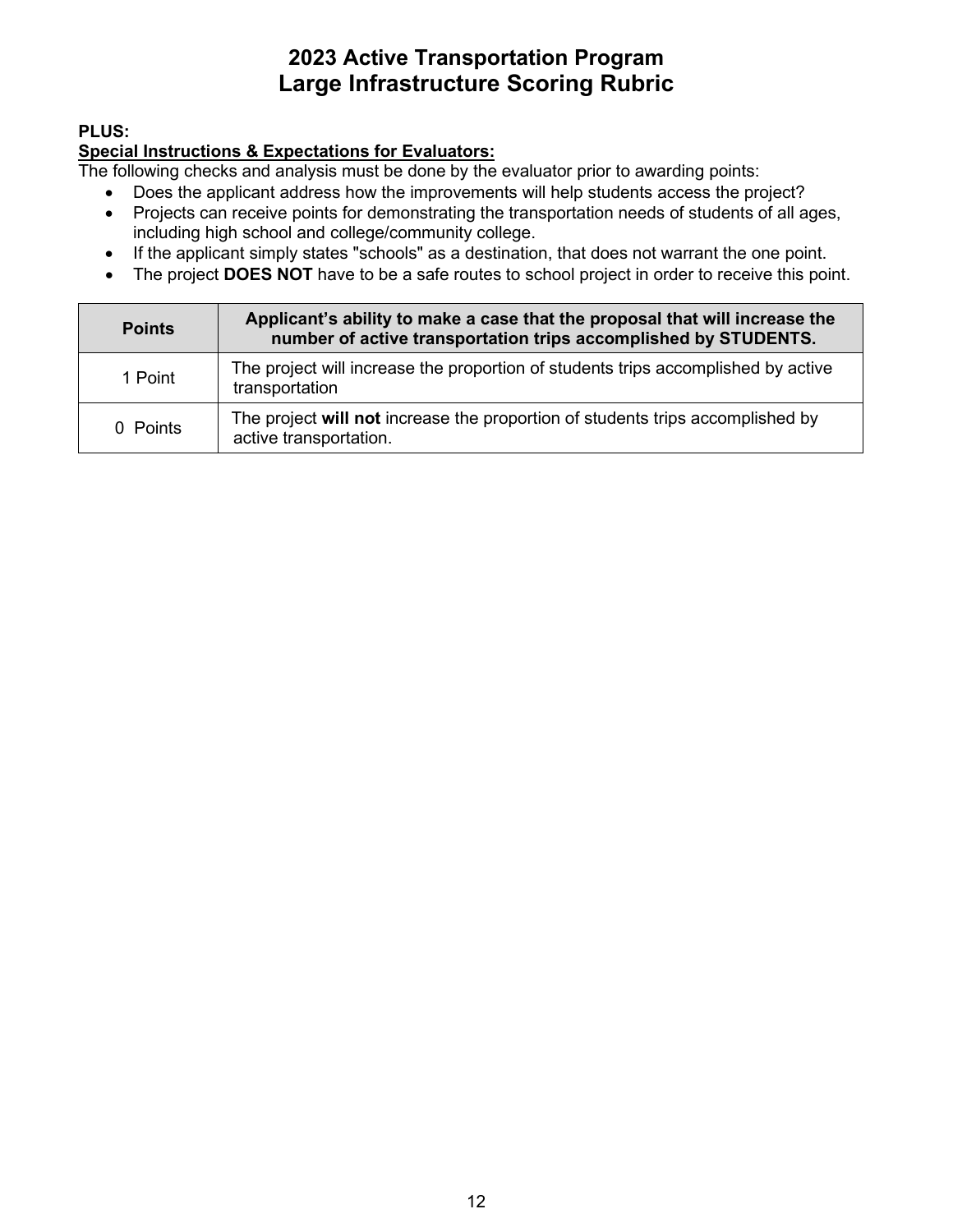# 2023 Active Transportation Program
# Large Infrastructure Scoring Rubric

**PLUS:**

**Special Instructions & Expectations for Evaluators:**

The following checks and analysis must be done by the evaluator prior to awarding points:

- Does the applicant address how the improvements will help students access the project?
- Projects can receive points for demonstrating the transportation needs of students of all ages, including high school and college/community college.
- If the applicant simply states "schools" as a destination, that does not warrant the one point.
- The project **DOES NOT** have to be a safe routes to school project in order to receive this point.

| Points | Applicant's ability to make a case that the proposal that will increase the number of active transportation trips accomplished by STUDENTS. |
|---|---|
| 1 Point | The project will increase the proportion of students trips accomplished by active transportation |
| 0 Points | The project **will not** increase the proportion of students trips accomplished by active transportation. |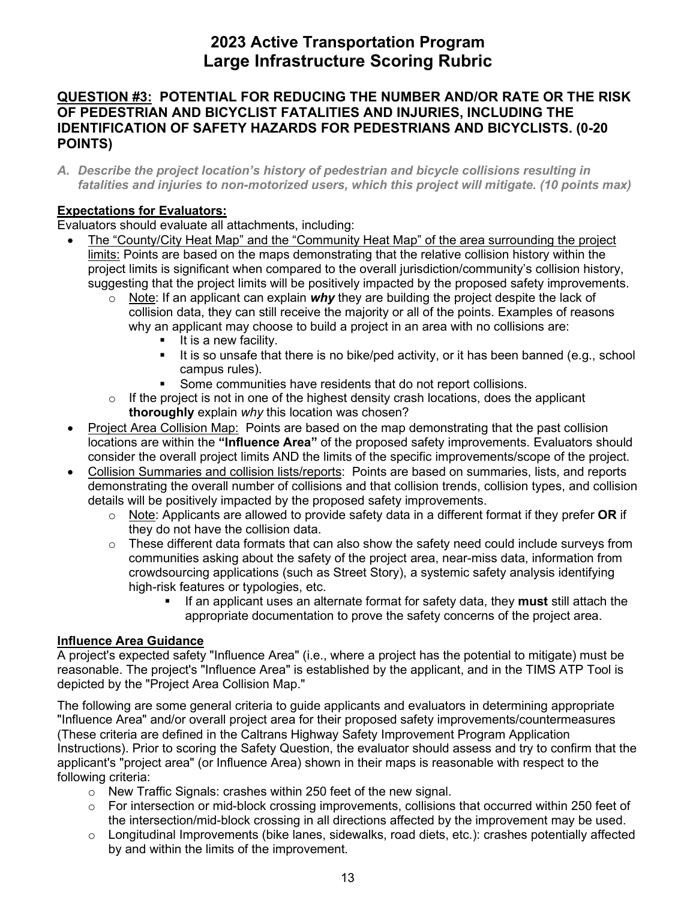# 2023 Active Transportation Program
# Large Infrastructure Scoring Rubric

## <u>QUESTION #3:</u> POTENTIAL FOR REDUCING THE NUMBER AND/OR RATE OR THE RISK OF PEDESTRIAN AND BICYCLIST FATALITIES AND INJURIES, INCLUDING THE IDENTIFICATION OF SAFETY HAZARDS FOR PEDESTRIANS AND BICYCLISTS. (0-20 POINTS)

***A. Describe the project location's history of pedestrian and bicycle collisions resulting in fatalities and injuries to non-motorized users, which this project will mitigate. (10 points max)***

**<u>Expectations for Evaluators:</u>**

Evaluators should evaluate all attachments, including:

- <u>The "County/City Heat Map" and the "Community Heat Map" of the area surrounding the project limits:</u> Points are based on the maps demonstrating that the relative collision history within the project limits is significant when compared to the overall jurisdiction/community's collision history, suggesting that the project limits will be positively impacted by the proposed safety improvements.
  - <u>Note</u>: If an applicant can explain ***why*** they are building the project despite the lack of collision data, they can still receive the majority or all of the points. Examples of reasons why an applicant may choose to build a project in an area with no collisions are:
    - It is a new facility.
    - It is so unsafe that there is no bike/ped activity, or it has been banned (e.g., school campus rules).
    - Some communities have residents that do not report collisions.
  - If the project is not in one of the highest density crash locations, does the applicant **thoroughly** explain *why* this location was chosen?
- <u>Project Area Collision Map:</u> Points are based on the map demonstrating that the past collision locations are within the **"Influence Area"** of the proposed safety improvements. Evaluators should consider the overall project limits AND the limits of the specific improvements/scope of the project.
- <u>Collision Summaries and collision lists/reports</u>: Points are based on summaries, lists, and reports demonstrating the overall number of collisions and that collision trends, collision types, and collision details will be positively impacted by the proposed safety improvements.
  - <u>Note</u>: Applicants are allowed to provide safety data in a different format if they prefer **OR** if they do not have the collision data.
  - These different data formats that can also show the safety need could include surveys from communities asking about the safety of the project area, near-miss data, information from crowdsourcing applications (such as Street Story), a systemic safety analysis identifying high-risk features or typologies, etc.
    - If an applicant uses an alternate format for safety data, they **must** still attach the appropriate documentation to prove the safety concerns of the project area.

**<u>Influence Area Guidance</u>**

A project's expected safety "Influence Area" (i.e., where a project has the potential to mitigate) must be reasonable. The project's "Influence Area" is established by the applicant, and in the TIMS ATP Tool is depicted by the "Project Area Collision Map."

The following are some general criteria to guide applicants and evaluators in determining appropriate "Influence Area" and/or overall project area for their proposed safety improvements/countermeasures (These criteria are defined in the Caltrans Highway Safety Improvement Program Application Instructions). Prior to scoring the Safety Question, the evaluator should assess and try to confirm that the applicant's "project area" (or Influence Area) shown in their maps is reasonable with respect to the following criteria:

- New Traffic Signals: crashes within 250 feet of the new signal.
- For intersection or mid-block crossing improvements, collisions that occurred within 250 feet of the intersection/mid-block crossing in all directions affected by the improvement may be used.
- Longitudinal Improvements (bike lanes, sidewalks, road diets, etc.): crashes potentially affected by and within the limits of the improvement.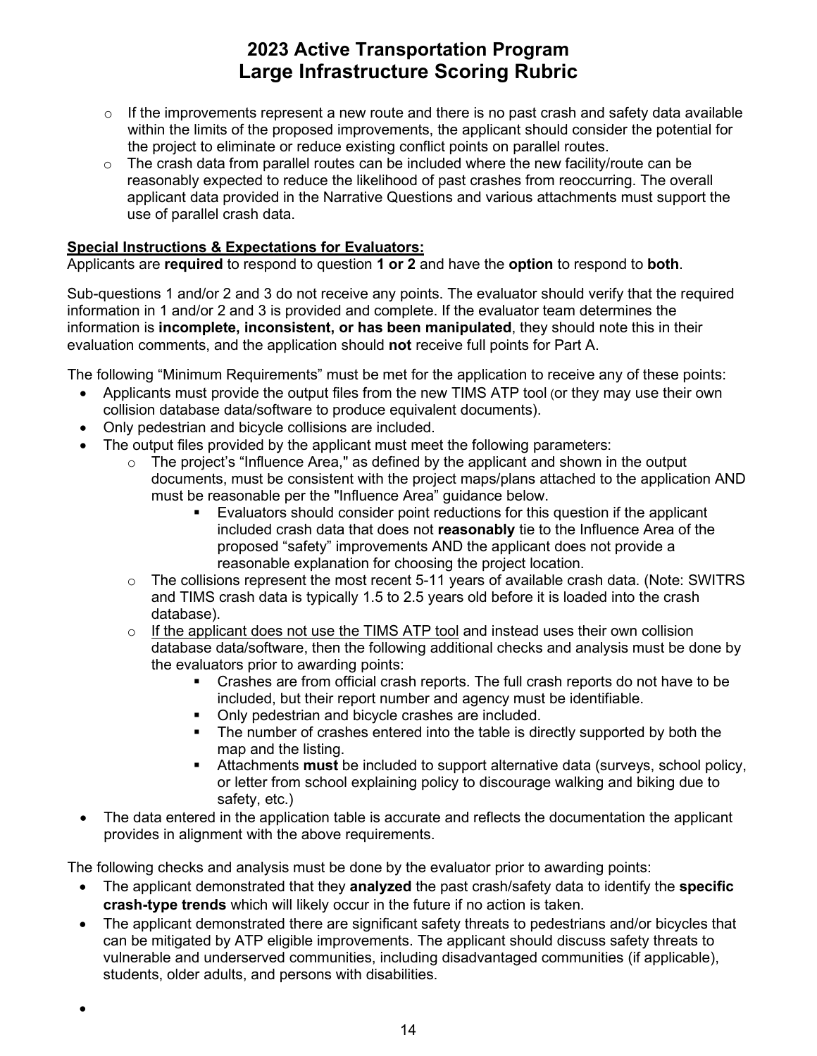- If the improvements represent a new route and there is no past crash and safety data available within the limits of the proposed improvements, the applicant should consider the potential for the project to eliminate or reduce existing conflict points on parallel routes.
- The crash data from parallel routes can be included where the new facility/route can be reasonably expected to reduce the likelihood of past crashes from reoccurring. The overall applicant data provided in the Narrative Questions and various attachments must support the use of parallel crash data.

**Special Instructions & Expectations for Evaluators:**

Applicants are **required** to respond to question **1 or 2** and have the **option** to respond to **both**.

Sub-questions 1 and/or 2 and 3 do not receive any points. The evaluator should verify that the required information in 1 and/or 2 and 3 is provided and complete. If the evaluator team determines the information is **incomplete, inconsistent, or has been manipulated**, they should note this in their evaluation comments, and the application should **not** receive full points for Part A.

The following "Minimum Requirements" must be met for the application to receive any of these points:

- Applicants must provide the output files from the new TIMS ATP tool (or they may use their own collision database data/software to produce equivalent documents).
- Only pedestrian and bicycle collisions are included.
- The output files provided by the applicant must meet the following parameters:
  - The project's "Influence Area," as defined by the applicant and shown in the output documents, must be consistent with the project maps/plans attached to the application AND must be reasonable per the "Influence Area" guidance below.
    - Evaluators should consider point reductions for this question if the applicant included crash data that does not **reasonably** tie to the Influence Area of the proposed "safety" improvements AND the applicant does not provide a reasonable explanation for choosing the project location.
  - The collisions represent the most recent 5-11 years of available crash data. (Note: SWITRS and TIMS crash data is typically 1.5 to 2.5 years old before it is loaded into the crash database).
  - If the applicant does not use the TIMS ATP tool and instead uses their own collision database data/software, then the following additional checks and analysis must be done by the evaluators prior to awarding points:
    - Crashes are from official crash reports. The full crash reports do not have to be included, but their report number and agency must be identifiable.
    - Only pedestrian and bicycle crashes are included.
    - The number of crashes entered into the table is directly supported by both the map and the listing.
    - Attachments **must** be included to support alternative data (surveys, school policy, or letter from school explaining policy to discourage walking and biking due to safety, etc.)
- The data entered in the application table is accurate and reflects the documentation the applicant provides in alignment with the above requirements.

The following checks and analysis must be done by the evaluator prior to awarding points:

- The applicant demonstrated that they **analyzed** the past crash/safety data to identify the **specific crash-type trends** which will likely occur in the future if no action is taken.
- The applicant demonstrated there are significant safety threats to pedestrians and/or bicycles that can be mitigated by ATP eligible improvements. The applicant should discuss safety threats to vulnerable and underserved communities, including disadvantaged communities (if applicable), students, older adults, and persons with disabilities.
-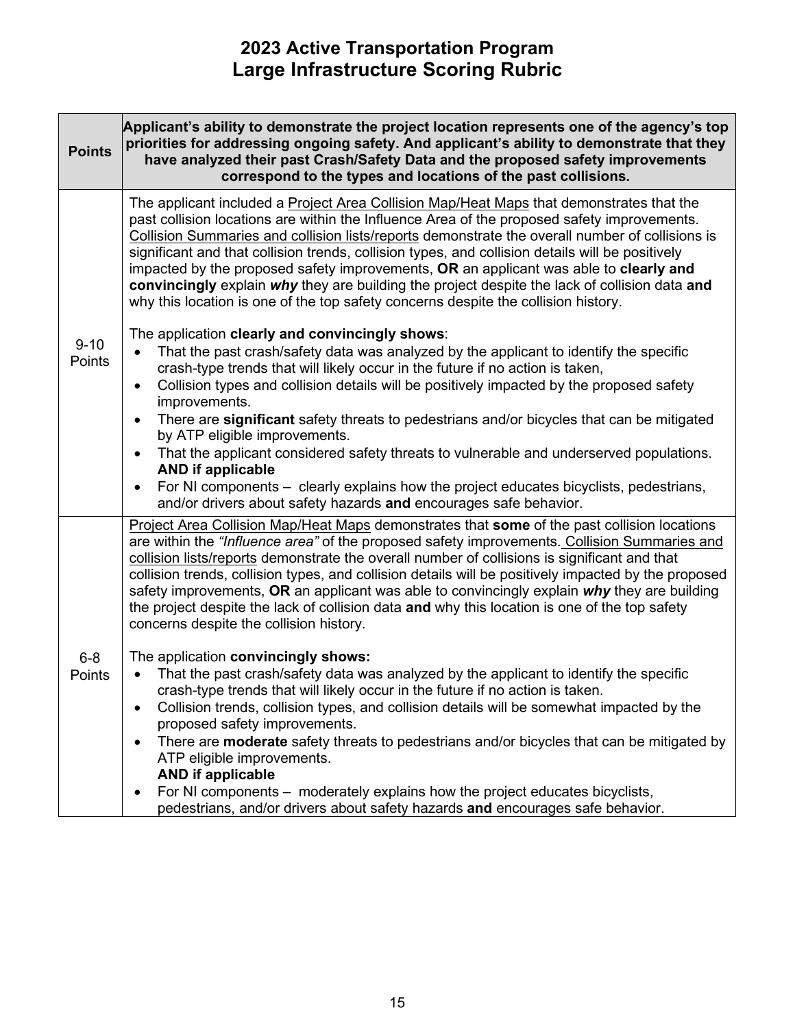# 2023 Active Transportation Program
# Large Infrastructure Scoring Rubric

| Points | Applicant's ability to demonstrate the project location represents one of the agency's top priorities for addressing ongoing safety. And applicant's ability to demonstrate that they have analyzed their past Crash/Safety Data and the proposed safety improvements correspond to the types and locations of the past collisions. |
|---|---|
| 9-10 Points | The applicant included a <u>Project Area Collision Map/Heat Maps</u> that demonstrates that the past collision locations are within the Influence Area of the proposed safety improvements. <u>Collision Summaries and collision lists/reports</u> demonstrate the overall number of collisions is significant and that collision trends, collision types, and collision details will be positively impacted by the proposed safety improvements, **OR** an applicant was able to **clearly and convincingly** explain ***why*** they are building the project despite the lack of collision data **and** why this location is one of the top safety concerns despite the collision history.<br><br>The application **clearly and convincingly shows**:<br>• That the past crash/safety data was analyzed by the applicant to identify the specific crash-type trends that will likely occur in the future if no action is taken,<br>• Collision types and collision details will be positively impacted by the proposed safety improvements.<br>• There are **significant** safety threats to pedestrians and/or bicycles that can be mitigated by ATP eligible improvements.<br>• That the applicant considered safety threats to vulnerable and underserved populations.<br>**AND if applicable**<br>• For NI components – clearly explains how the project educates bicyclists, pedestrians, and/or drivers about safety hazards **and** encourages safe behavior. |
| 6-8 Points | <u>Project Area Collision Map/Heat Maps</u> demonstrates that **some** of the past collision locations are within the *"Influence area"* of the proposed safety improvements. <u>Collision Summaries and collision lists/reports</u> demonstrate the overall number of collisions is significant and that collision trends, collision types, and collision details will be positively impacted by the proposed safety improvements, **OR** an applicant was able to convincingly explain ***why*** they are building the project despite the lack of collision data **and** why this location is one of the top safety concerns despite the collision history.<br><br>The application **convincingly shows:**<br>• That the past crash/safety data was analyzed by the applicant to identify the specific crash-type trends that will likely occur in the future if no action is taken.<br>• Collision trends, collision types, and collision details will be somewhat impacted by the proposed safety improvements.<br>• There are **moderate** safety threats to pedestrians and/or bicycles that can be mitigated by ATP eligible improvements.<br>**AND if applicable**<br>• For NI components – moderately explains how the project educates bicyclists, pedestrians, and/or drivers about safety hazards **and** encourages safe behavior. |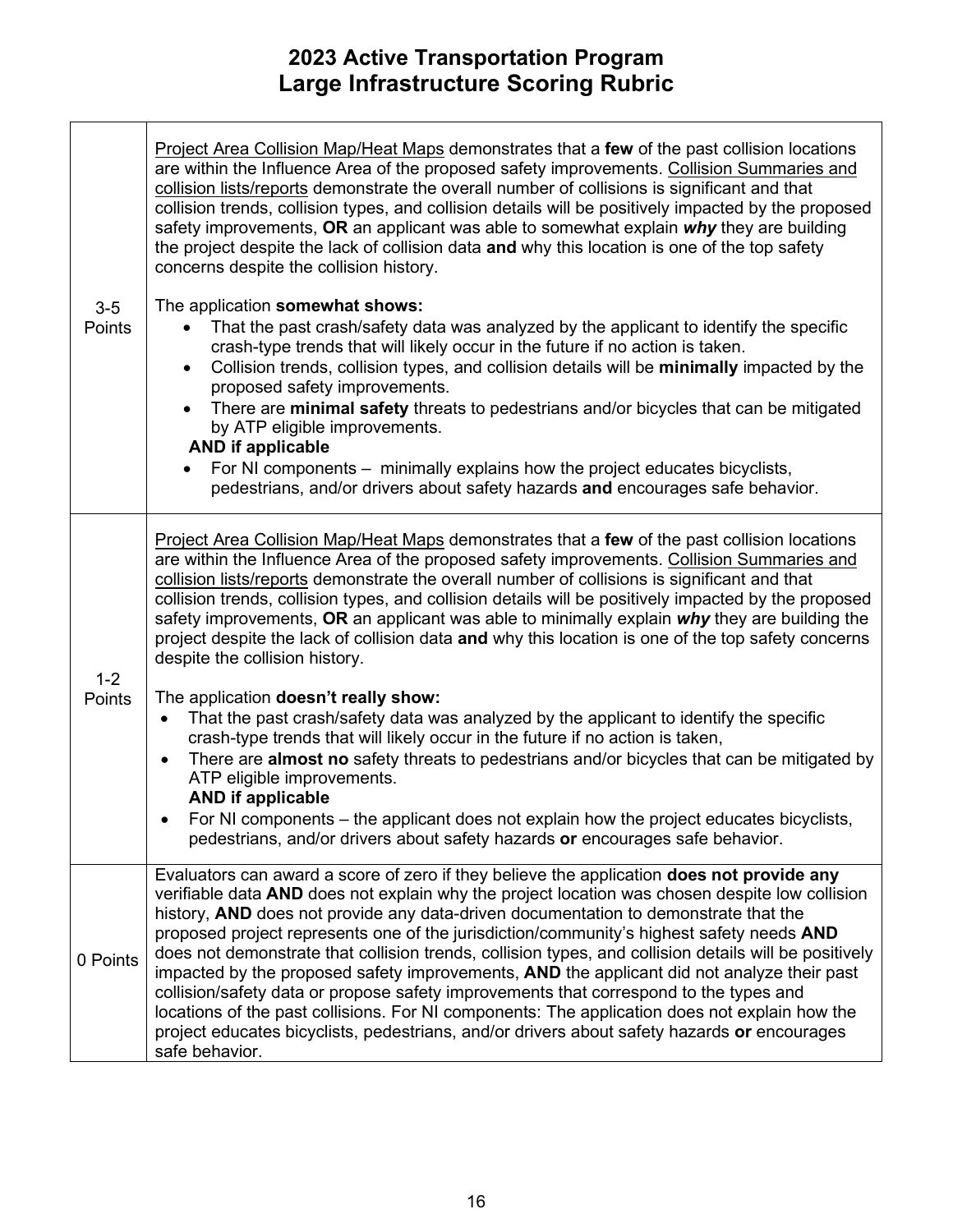# 2023 Active Transportation Program
# Large Infrastructure Scoring Rubric

| | |
|---|---|
| 3-5 Points | Project Area Collision Map/Heat Maps demonstrates that a **few** of the past collision locations are within the Influence Area of the proposed safety improvements. Collision Summaries and collision lists/reports demonstrate the overall number of collisions is significant and that collision trends, collision types, and collision details will be positively impacted by the proposed safety improvements, **OR** an applicant was able to somewhat explain ***why*** they are building the project despite the lack of collision data **and** why this location is one of the top safety concerns despite the collision history.<br><br>The application **somewhat shows:**<br>• That the past crash/safety data was analyzed by the applicant to identify the specific crash-type trends that will likely occur in the future if no action is taken.<br>• Collision trends, collision types, and collision details will be **minimally** impacted by the proposed safety improvements.<br>• There are **minimal safety** threats to pedestrians and/or bicycles that can be mitigated by ATP eligible improvements.<br>**AND if applicable**<br>• For NI components – minimally explains how the project educates bicyclists, pedestrians, and/or drivers about safety hazards **and** encourages safe behavior. |
| 1-2 Points | Project Area Collision Map/Heat Maps demonstrates that a **few** of the past collision locations are within the Influence Area of the proposed safety improvements. Collision Summaries and collision lists/reports demonstrate the overall number of collisions is significant and that collision trends, collision types, and collision details will be positively impacted by the proposed safety improvements, **OR** an applicant was able to minimally explain ***why*** they are building the project despite the lack of collision data **and** why this location is one of the top safety concerns despite the collision history.<br><br>The application **doesn't really show:**<br>• That the past crash/safety data was analyzed by the applicant to identify the specific crash-type trends that will likely occur in the future if no action is taken,<br>• There are **almost no** safety threats to pedestrians and/or bicycles that can be mitigated by ATP eligible improvements.<br>**AND if applicable**<br>• For NI components – the applicant does not explain how the project educates bicyclists, pedestrians, and/or drivers about safety hazards **or** encourages safe behavior. |
| 0 Points | Evaluators can award a score of zero if they believe the application **does not provide any** verifiable data **AND** does not explain why the project location was chosen despite low collision history, **AND** does not provide any data-driven documentation to demonstrate that the proposed project represents one of the jurisdiction/community's highest safety needs **AND** does not demonstrate that collision trends, collision types, and collision details will be positively impacted by the proposed safety improvements, **AND** the applicant did not analyze their past collision/safety data or propose safety improvements that correspond to the types and locations of the past collisions. For NI components: The application does not explain how the project educates bicyclists, pedestrians, and/or drivers about safety hazards **or** encourages safe behavior. |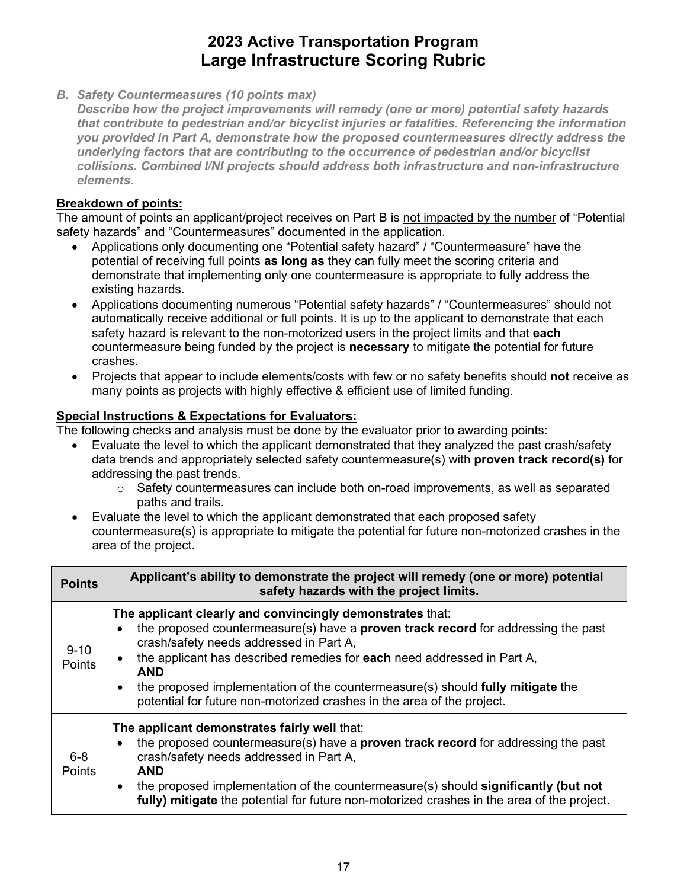# 2023 Active Transportation Program
# Large Infrastructure Scoring Rubric

*B. Safety Countermeasures (10 points max)*
***Describe how the project improvements will remedy (one or more) potential safety hazards that contribute to pedestrian and/or bicyclist injuries or fatalities. Referencing the information you provided in Part A, demonstrate how the proposed countermeasures directly address the underlying factors that are contributing to the occurrence of pedestrian and/or bicyclist collisions. Combined I/NI projects should address both infrastructure and non-infrastructure elements.***

**Breakdown of points:**

The amount of points an applicant/project receives on Part B is not impacted by the number of "Potential safety hazards" and "Countermeasures" documented in the application.

- Applications only documenting one "Potential safety hazard" / "Countermeasure" have the potential of receiving full points **as long as** they can fully meet the scoring criteria and demonstrate that implementing only one countermeasure is appropriate to fully address the existing hazards.
- Applications documenting numerous "Potential safety hazards" / "Countermeasures" should not automatically receive additional or full points. It is up to the applicant to demonstrate that each safety hazard is relevant to the non-motorized users in the project limits and that **each** countermeasure being funded by the project is **necessary** to mitigate the potential for future crashes.
- Projects that appear to include elements/costs with few or no safety benefits should **not** receive as many points as projects with highly effective & efficient use of limited funding.

**Special Instructions & Expectations for Evaluators:**

The following checks and analysis must be done by the evaluator prior to awarding points:

- Evaluate the level to which the applicant demonstrated that they analyzed the past crash/safety data trends and appropriately selected safety countermeasure(s) with **proven track record(s)** for addressing the past trends.
  - Safety countermeasures can include both on-road improvements, as well as separated paths and trails.
- Evaluate the level to which the applicant demonstrated that each proposed safety countermeasure(s) is appropriate to mitigate the potential for future non-motorized crashes in the area of the project.

| Points | Applicant's ability to demonstrate the project will remedy (one or more) potential safety hazards with the project limits. |
|---|---|
| 9-10 Points | **The applicant clearly and convincingly demonstrates** that:<br>• the proposed countermeasure(s) have a **proven track record** for addressing the past crash/safety needs addressed in Part A,<br>• the applicant has described remedies for **each** need addressed in Part A, **AND**<br>• the proposed implementation of the countermeasure(s) should **fully mitigate** the potential for future non-motorized crashes in the area of the project. |
| 6-8 Points | **The applicant demonstrates fairly well** that:<br>• the proposed countermeasure(s) have a **proven track record** for addressing the past crash/safety needs addressed in Part A, **AND**<br>• the proposed implementation of the countermeasure(s) should **significantly (but not fully) mitigate** the potential for future non-motorized crashes in the area of the project. |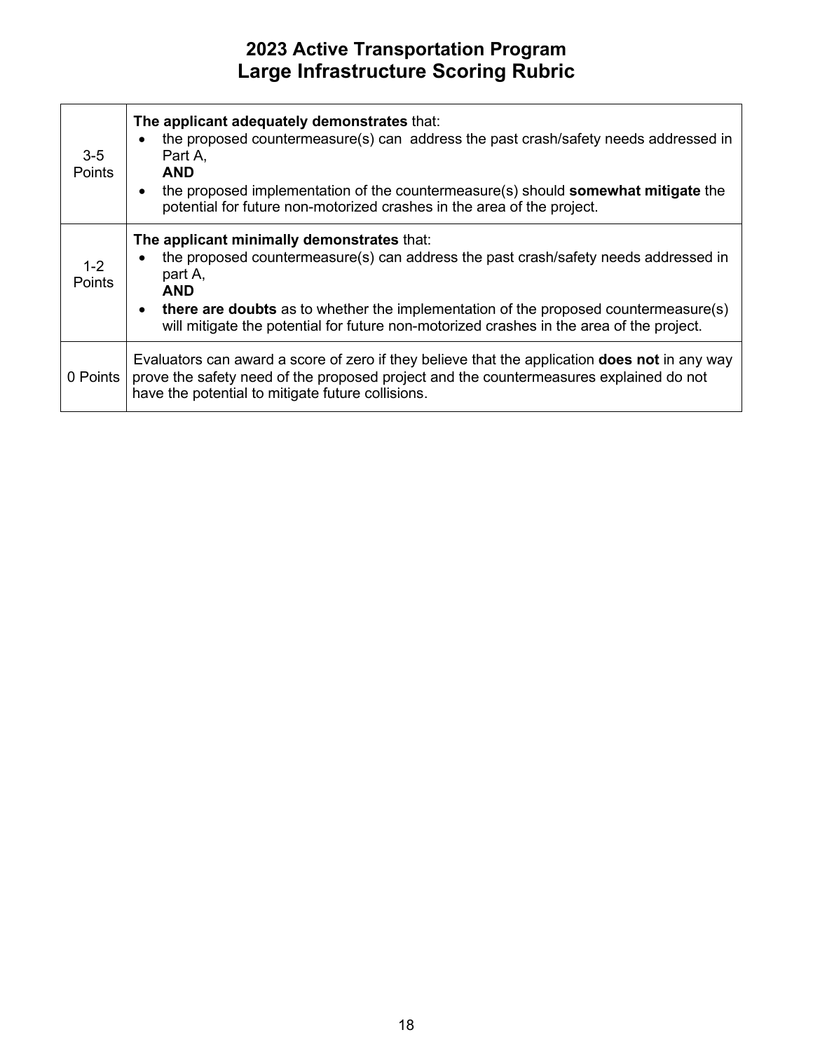# 2023 Active Transportation Program
# Large Infrastructure Scoring Rubric

| Points | Description |
|---|---|
| 3-5 Points | **The applicant adequately demonstrates** that: <br>• the proposed countermeasure(s) can address the past crash/safety needs addressed in Part A, <br>**AND** <br>• the proposed implementation of the countermeasure(s) should **somewhat mitigate** the potential for future non-motorized crashes in the area of the project. |
| 1-2 Points | **The applicant minimally demonstrates** that: <br>• the proposed countermeasure(s) can address the past crash/safety needs addressed in part A, <br>**AND** <br>• **there are doubts** as to whether the implementation of the proposed countermeasure(s) will mitigate the potential for future non-motorized crashes in the area of the project. |
| 0 Points | Evaluators can award a score of zero if they believe that the application **does not** in any way prove the safety need of the proposed project and the countermeasures explained do not have the potential to mitigate future collisions. |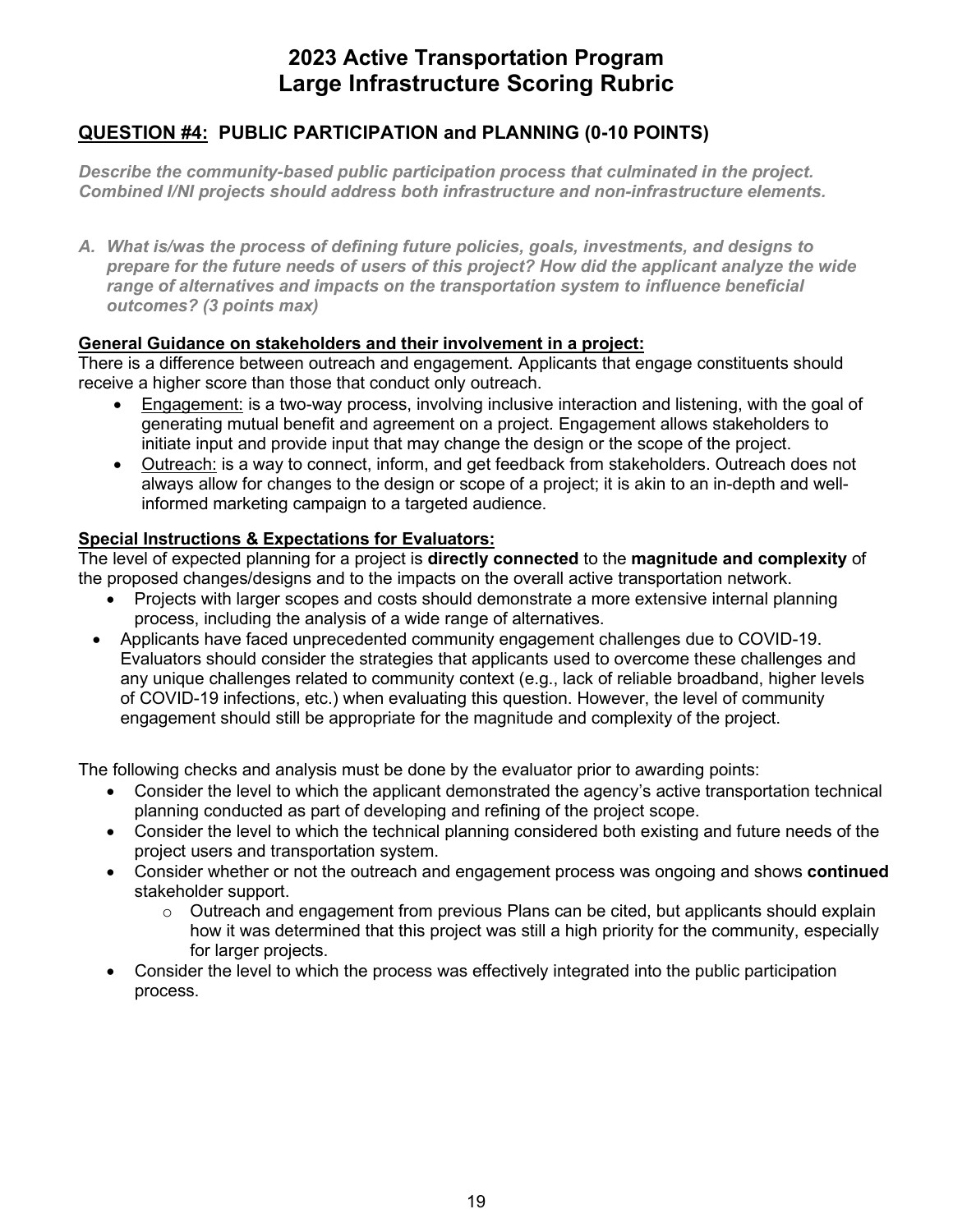# 2023 Active Transportation Program
# Large Infrastructure Scoring Rubric

## QUESTION #4: PUBLIC PARTICIPATION and PLANNING (0-10 POINTS)

***Describe the community-based public participation process that culminated in the project. Combined I/NI projects should address both infrastructure and non-infrastructure elements.***

***A. What is/was the process of defining future policies, goals, investments, and designs to prepare for the future needs of users of this project? How did the applicant analyze the wide range of alternatives and impacts on the transportation system to influence beneficial outcomes? (3 points max)***

**General Guidance on stakeholders and their involvement in a project:**

There is a difference between outreach and engagement. Applicants that engage constituents should receive a higher score than those that conduct only outreach.

- Engagement: is a two-way process, involving inclusive interaction and listening, with the goal of generating mutual benefit and agreement on a project. Engagement allows stakeholders to initiate input and provide input that may change the design or the scope of the project.
- Outreach: is a way to connect, inform, and get feedback from stakeholders. Outreach does not always allow for changes to the design or scope of a project; it is akin to an in-depth and well-informed marketing campaign to a targeted audience.

**Special Instructions & Expectations for Evaluators:**

The level of expected planning for a project is **directly connected** to the **magnitude and complexity** of the proposed changes/designs and to the impacts on the overall active transportation network.

- Projects with larger scopes and costs should demonstrate a more extensive internal planning process, including the analysis of a wide range of alternatives.
- Applicants have faced unprecedented community engagement challenges due to COVID-19. Evaluators should consider the strategies that applicants used to overcome these challenges and any unique challenges related to community context (e.g., lack of reliable broadband, higher levels of COVID-19 infections, etc.) when evaluating this question. However, the level of community engagement should still be appropriate for the magnitude and complexity of the project.

The following checks and analysis must be done by the evaluator prior to awarding points:

- Consider the level to which the applicant demonstrated the agency's active transportation technical planning conducted as part of developing and refining of the project scope.
- Consider the level to which the technical planning considered both existing and future needs of the project users and transportation system.
- Consider whether or not the outreach and engagement process was ongoing and shows **continued** stakeholder support.
  - Outreach and engagement from previous Plans can be cited, but applicants should explain how it was determined that this project was still a high priority for the community, especially for larger projects.
- Consider the level to which the process was effectively integrated into the public participation process.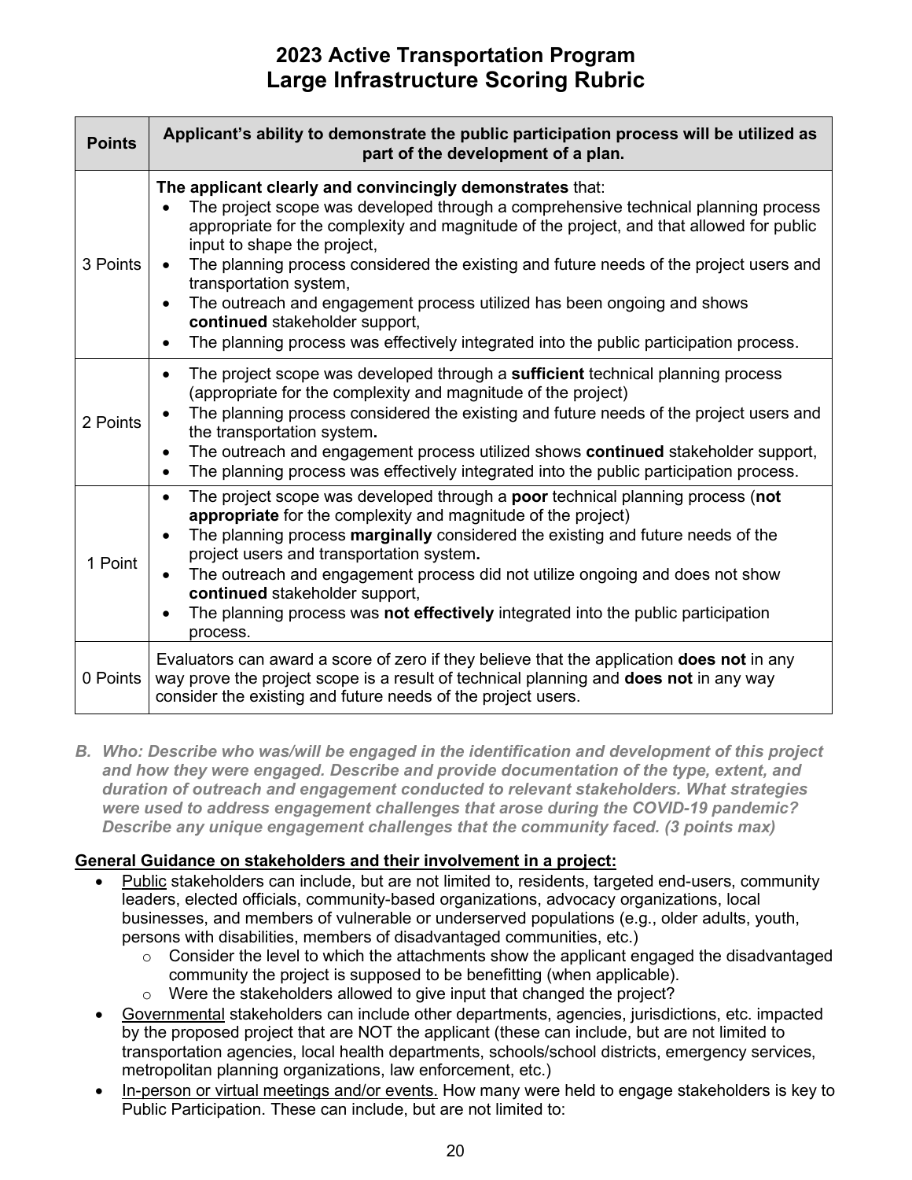# 2023 Active Transportation Program
# Large Infrastructure Scoring Rubric

| Points | Applicant's ability to demonstrate the public participation process will be utilized as part of the development of a plan. |
|---|---|
| 3 Points | **The applicant clearly and convincingly demonstrates** that:<br>• The project scope was developed through a comprehensive technical planning process appropriate for the complexity and magnitude of the project, and that allowed for public input to shape the project,<br>• The planning process considered the existing and future needs of the project users and transportation system,<br>• The outreach and engagement process utilized has been ongoing and shows **continued** stakeholder support,<br>• The planning process was effectively integrated into the public participation process. |
| 2 Points | • The project scope was developed through a **sufficient** technical planning process (appropriate for the complexity and magnitude of the project)<br>• The planning process considered the existing and future needs of the project users and the transportation system**.**<br>• The outreach and engagement process utilized shows **continued** stakeholder support,<br>• The planning process was effectively integrated into the public participation process. |
| 1 Point | • The project scope was developed through a **poor** technical planning process (**not appropriate** for the complexity and magnitude of the project)<br>• The planning process **marginally** considered the existing and future needs of the project users and transportation system**.**<br>• The outreach and engagement process did not utilize ongoing and does not show **continued** stakeholder support,<br>• The planning process was **not effectively** integrated into the public participation process. |
| 0 Points | Evaluators can award a score of zero if they believe that the application **does not** in any way prove the project scope is a result of technical planning and **does not** in any way consider the existing and future needs of the project users. |

***B. Who: Describe who was/will be engaged in the identification and development of this project and how they were engaged. Describe and provide documentation of the type, extent, and duration of outreach and engagement conducted to relevant stakeholders. What strategies were used to address engagement challenges that arose during the COVID-19 pandemic? Describe any unique engagement challenges that the community faced. (3 points max)***

**General Guidance on stakeholders and their involvement in a project:**

- Public stakeholders can include, but are not limited to, residents, targeted end-users, community leaders, elected officials, community-based organizations, advocacy organizations, local businesses, and members of vulnerable or underserved populations (e.g., older adults, youth, persons with disabilities, members of disadvantaged communities, etc.)
    - Consider the level to which the attachments show the applicant engaged the disadvantaged community the project is supposed to be benefitting (when applicable).
    - Were the stakeholders allowed to give input that changed the project?
- Governmental stakeholders can include other departments, agencies, jurisdictions, etc. impacted by the proposed project that are NOT the applicant (these can include, but are not limited to transportation agencies, local health departments, schools/school districts, emergency services, metropolitan planning organizations, law enforcement, etc.)
- In-person or virtual meetings and/or events. How many were held to engage stakeholders is key to Public Participation. These can include, but are not limited to: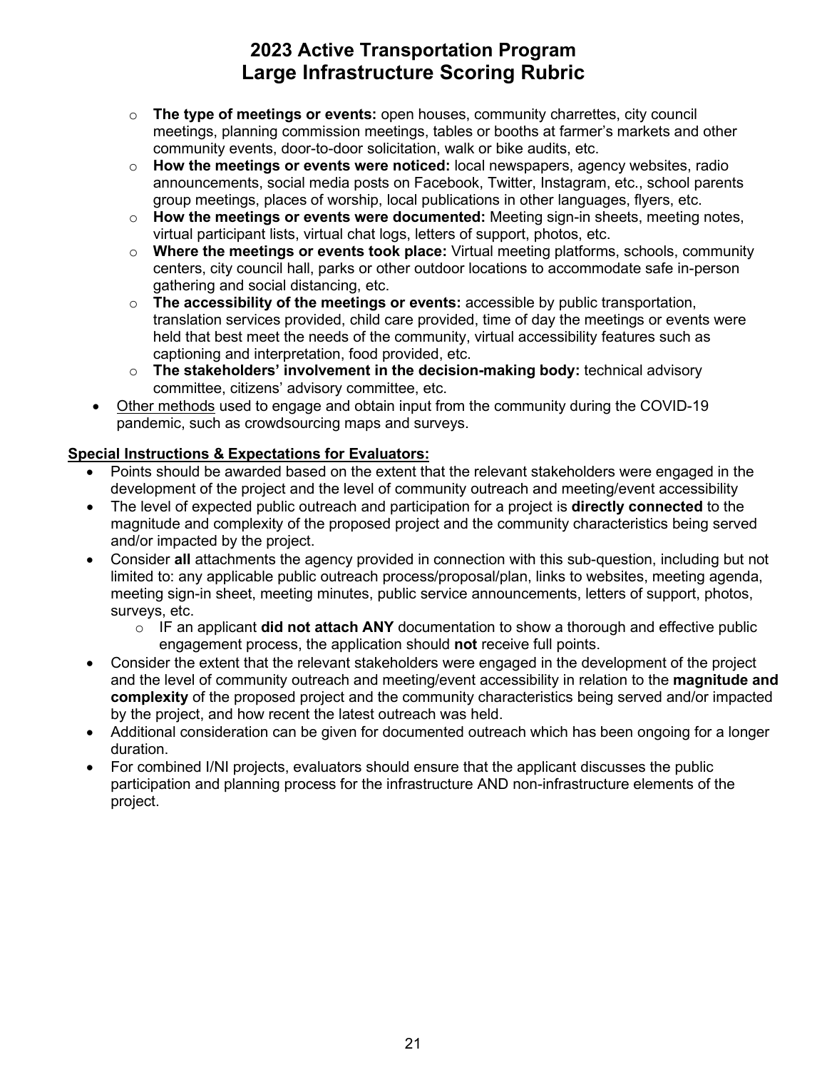- **The type of meetings or events:** open houses, community charrettes, city council meetings, planning commission meetings, tables or booths at farmer's markets and other community events, door-to-door solicitation, walk or bike audits, etc.
  - **How the meetings or events were noticed:** local newspapers, agency websites, radio announcements, social media posts on Facebook, Twitter, Instagram, etc., school parents group meetings, places of worship, local publications in other languages, flyers, etc.
  - **How the meetings or events were documented:** Meeting sign-in sheets, meeting notes, virtual participant lists, virtual chat logs, letters of support, photos, etc.
  - **Where the meetings or events took place:** Virtual meeting platforms, schools, community centers, city council hall, parks or other outdoor locations to accommodate safe in-person gathering and social distancing, etc.
  - **The accessibility of the meetings or events:** accessible by public transportation, translation services provided, child care provided, time of day the meetings or events were held that best meet the needs of the community, virtual accessibility features such as captioning and interpretation, food provided, etc.
  - **The stakeholders' involvement in the decision-making body:** technical advisory committee, citizens' advisory committee, etc.
- <u>Other methods</u> used to engage and obtain input from the community during the COVID-19 pandemic, such as crowdsourcing maps and surveys.

**<u>Special Instructions & Expectations for Evaluators:</u>**

- Points should be awarded based on the extent that the relevant stakeholders were engaged in the development of the project and the level of community outreach and meeting/event accessibility
- The level of expected public outreach and participation for a project is **directly connected** to the magnitude and complexity of the proposed project and the community characteristics being served and/or impacted by the project.
- Consider **all** attachments the agency provided in connection with this sub-question, including but not limited to: any applicable public outreach process/proposal/plan, links to websites, meeting agenda, meeting sign-in sheet, meeting minutes, public service announcements, letters of support, photos, surveys, etc.
  - IF an applicant **did not attach ANY** documentation to show a thorough and effective public engagement process, the application should **not** receive full points.
- Consider the extent that the relevant stakeholders were engaged in the development of the project and the level of community outreach and meeting/event accessibility in relation to the **magnitude and complexity** of the proposed project and the community characteristics being served and/or impacted by the project, and how recent the latest outreach was held.
- Additional consideration can be given for documented outreach which has been ongoing for a longer duration.
- For combined I/NI projects, evaluators should ensure that the applicant discusses the public participation and planning process for the infrastructure AND non-infrastructure elements of the project.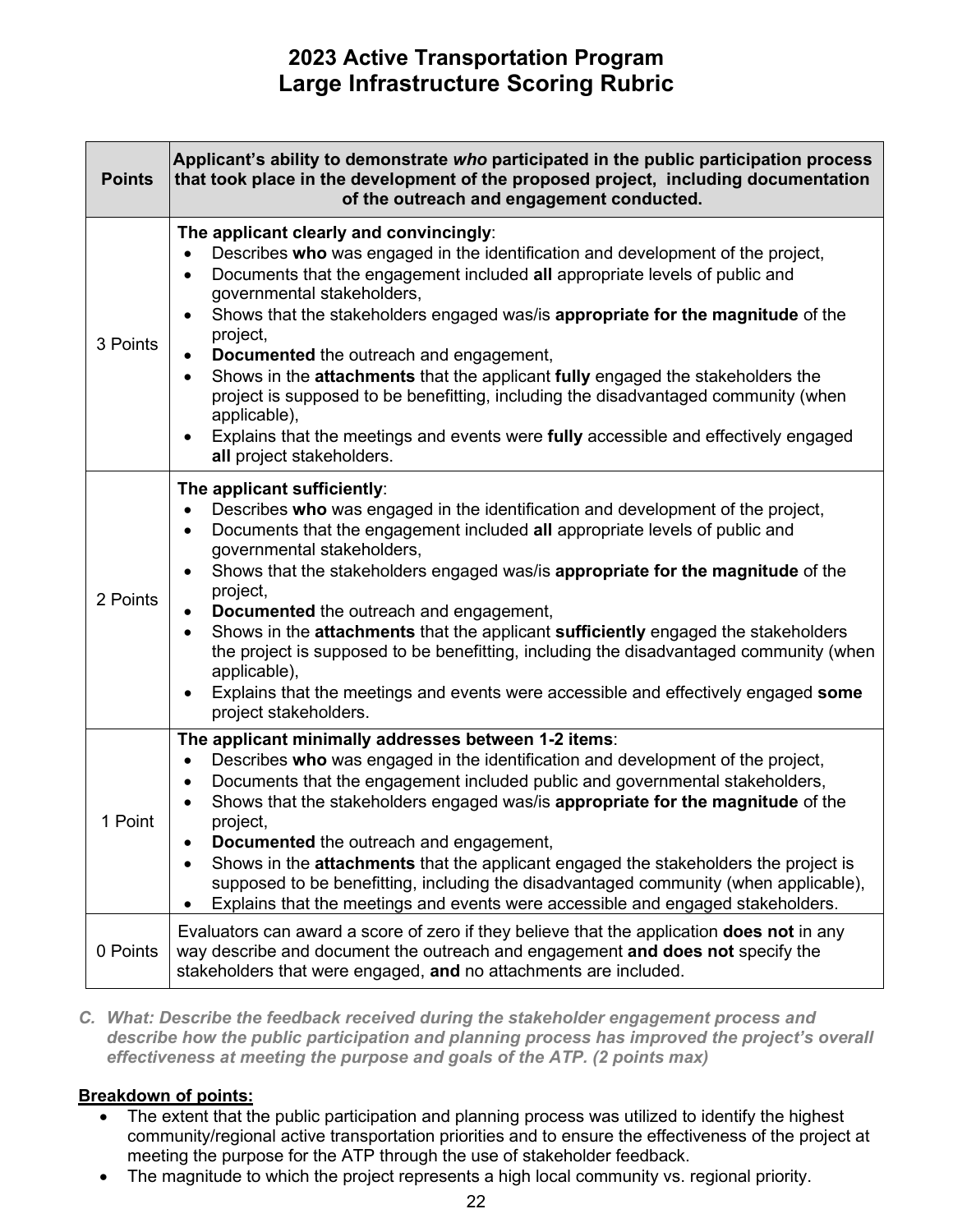# 2023 Active Transportation Program
# Large Infrastructure Scoring Rubric

| Points | Applicant's ability to demonstrate *who* participated in the public participation process that took place in the development of the proposed project, including documentation of the outreach and engagement conducted. |
|---|---|
| 3 Points | **The applicant clearly and convincingly**: <br>• Describes **who** was engaged in the identification and development of the project, <br>• Documents that the engagement included **all** appropriate levels of public and governmental stakeholders, <br>• Shows that the stakeholders engaged was/is **appropriate for the magnitude** of the project, <br>• **Documented** the outreach and engagement, <br>• Shows in the **attachments** that the applicant **fully** engaged the stakeholders the project is supposed to be benefitting, including the disadvantaged community (when applicable), <br>• Explains that the meetings and events were **fully** accessible and effectively engaged **all** project stakeholders. |
| 2 Points | **The applicant sufficiently**: <br>• Describes **who** was engaged in the identification and development of the project, <br>• Documents that the engagement included **all** appropriate levels of public and governmental stakeholders, <br>• Shows that the stakeholders engaged was/is **appropriate for the magnitude** of the project, <br>• **Documented** the outreach and engagement, <br>• Shows in the **attachments** that the applicant **sufficiently** engaged the stakeholders the project is supposed to be benefitting, including the disadvantaged community (when applicable), <br>• Explains that the meetings and events were accessible and effectively engaged **some** project stakeholders. |
| 1 Point | **The applicant minimally addresses between 1-2 items**: <br>• Describes **who** was engaged in the identification and development of the project, <br>• Documents that the engagement included public and governmental stakeholders, <br>• Shows that the stakeholders engaged was/is **appropriate for the magnitude** of the project, <br>• **Documented** the outreach and engagement, <br>• Shows in the **attachments** that the applicant engaged the stakeholders the project is supposed to be benefitting, including the disadvantaged community (when applicable), <br>• Explains that the meetings and events were accessible and engaged stakeholders. |
| 0 Points | Evaluators can award a score of zero if they believe that the application **does not** in any way describe and document the outreach and engagement **and does not** specify the stakeholders that were engaged, **and** no attachments are included. |

***C. What: Describe the feedback received during the stakeholder engagement process and describe how the public participation and planning process has improved the project's overall effectiveness at meeting the purpose and goals of the ATP. (2 points max)***

**Breakdown of points:**

- The extent that the public participation and planning process was utilized to identify the highest community/regional active transportation priorities and to ensure the effectiveness of the project at meeting the purpose for the ATP through the use of stakeholder feedback.
- The magnitude to which the project represents a high local community vs. regional priority.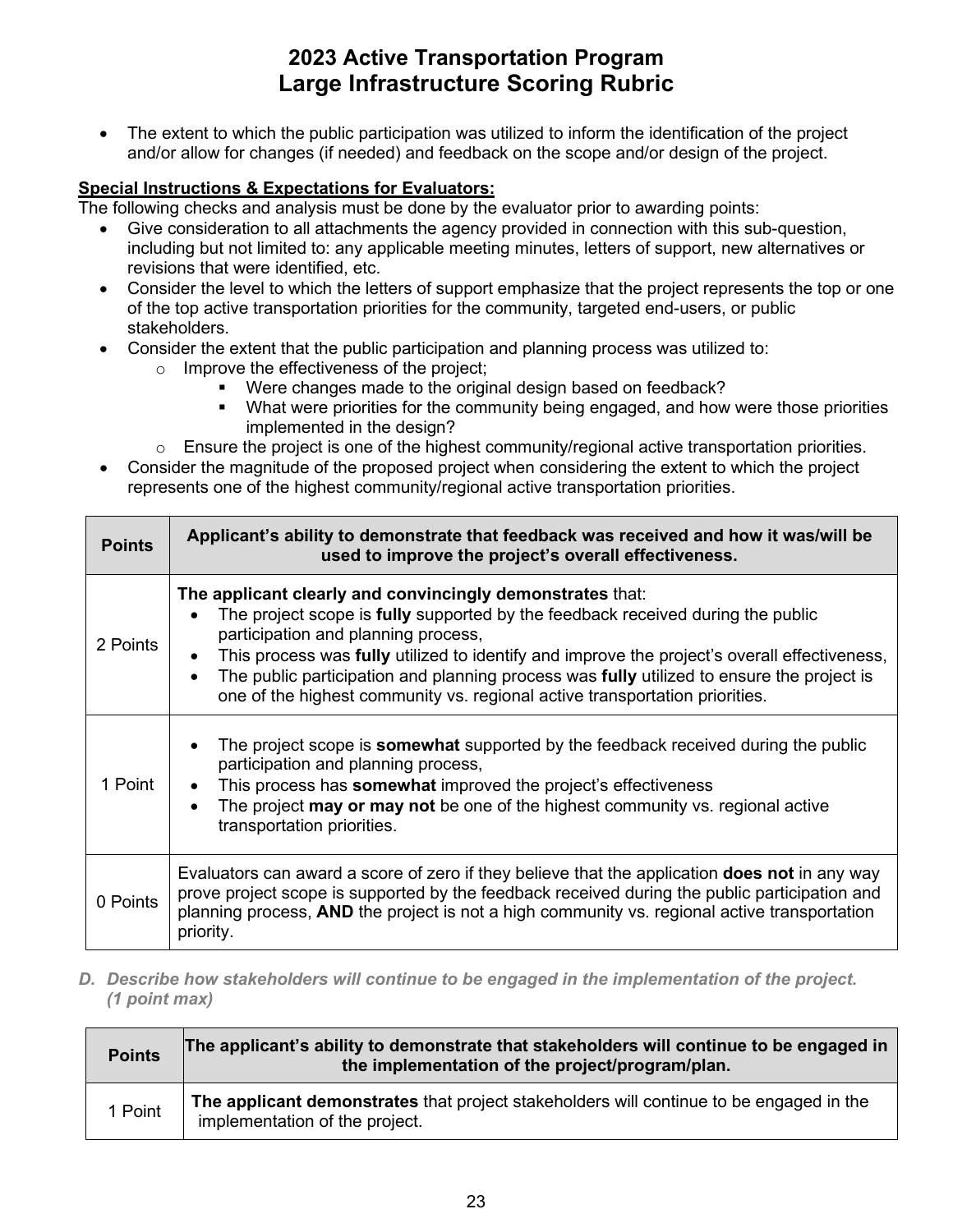- The extent to which the public participation was utilized to inform the identification of the project and/or allow for changes (if needed) and feedback on the scope and/or design of the project.

**Special Instructions & Expectations for Evaluators:**

The following checks and analysis must be done by the evaluator prior to awarding points:

- Give consideration to all attachments the agency provided in connection with this sub-question, including but not limited to: any applicable meeting minutes, letters of support, new alternatives or revisions that were identified, etc.
- Consider the level to which the letters of support emphasize that the project represents the top or one of the top active transportation priorities for the community, targeted end-users, or public stakeholders.
- Consider the extent that the public participation and planning process was utilized to:
  - Improve the effectiveness of the project;
    - Were changes made to the original design based on feedback?
    - What were priorities for the community being engaged, and how were those priorities implemented in the design?
  - Ensure the project is one of the highest community/regional active transportation priorities.
- Consider the magnitude of the proposed project when considering the extent to which the project represents one of the highest community/regional active transportation priorities.

| Points | Applicant's ability to demonstrate that feedback was received and how it was/will be used to improve the project's overall effectiveness. |
|---|---|
| 2 Points | **The applicant clearly and convincingly demonstrates** that:<br>• The project scope is **fully** supported by the feedback received during the public participation and planning process,<br>• This process was **fully** utilized to identify and improve the project's overall effectiveness,<br>• The public participation and planning process was **fully** utilized to ensure the project is one of the highest community vs. regional active transportation priorities. |
| 1 Point | • The project scope is **somewhat** supported by the feedback received during the public participation and planning process,<br>• This process has **somewhat** improved the project's effectiveness<br>• The project **may or may not** be one of the highest community vs. regional active transportation priorities. |
| 0 Points | Evaluators can award a score of zero if they believe that the application **does not** in any way prove project scope is supported by the feedback received during the public participation and planning process, **AND** the project is not a high community vs. regional active transportation priority. |

*D. Describe how stakeholders will continue to be engaged in the implementation of the project. (1 point max)*

| Points | The applicant's ability to demonstrate that stakeholders will continue to be engaged in the implementation of the project/program/plan. |
|---|---|
| 1 Point | **The applicant demonstrates** that project stakeholders will continue to be engaged in the implementation of the project. |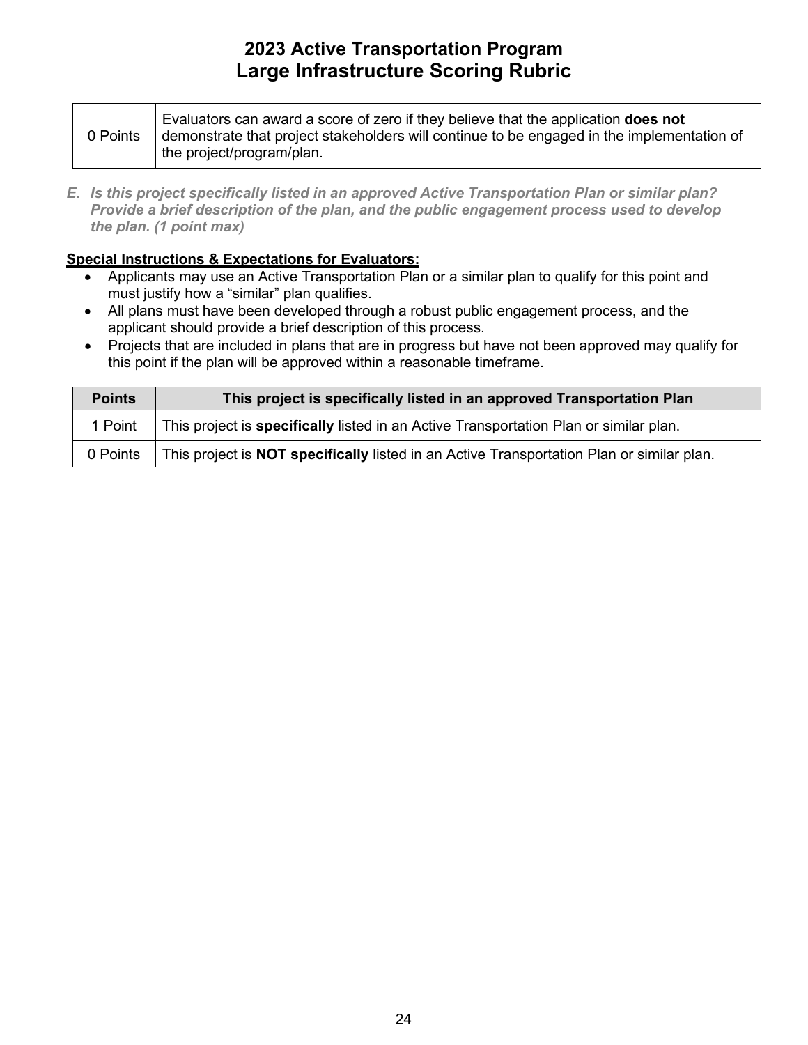| 0 Points | Evaluators can award a score of zero if they believe that the application **does not** demonstrate that project stakeholders will continue to be engaged in the implementation of the project/program/plan. |
|---|---|

***E. Is this project specifically listed in an approved Active Transportation Plan or similar plan? Provide a brief description of the plan, and the public engagement process used to develop the plan. (1 point max)***

**Special Instructions & Expectations for Evaluators:**

- Applicants may use an Active Transportation Plan or a similar plan to qualify for this point and must justify how a "similar" plan qualifies.
- All plans must have been developed through a robust public engagement process, and the applicant should provide a brief description of this process.
- Projects that are included in plans that are in progress but have not been approved may qualify for this point if the plan will be approved within a reasonable timeframe.

| Points | This project is specifically listed in an approved Transportation Plan |
|---|---|
| 1 Point | This project is **specifically** listed in an Active Transportation Plan or similar plan. |
| 0 Points | This project is **NOT specifically** listed in an Active Transportation Plan or similar plan. |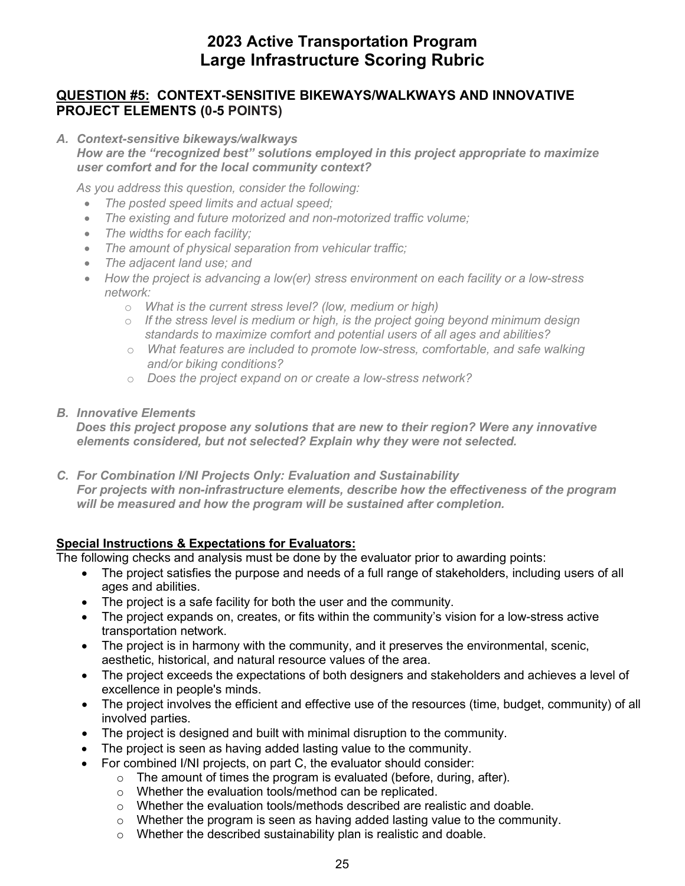# 2023 Active Transportation Program
# Large Infrastructure Scoring Rubric

## QUESTION #5: CONTEXT-SENSITIVE BIKEWAYS/WALKWAYS AND INNOVATIVE PROJECT ELEMENTS (0-5 POINTS)

***A. Context-sensitive bikeways/walkways***
***How are the "recognized best" solutions employed in this project appropriate to maximize user comfort and for the local community context?***

*As you address this question, consider the following:*

- *The posted speed limits and actual speed;*
- *The existing and future motorized and non-motorized traffic volume;*
- *The widths for each facility;*
- *The amount of physical separation from vehicular traffic;*
- *The adjacent land use; and*
- *How the project is advancing a low(er) stress environment on each facility or a low-stress network:*
  - *What is the current stress level? (low, medium or high)*
  - *If the stress level is medium or high, is the project going beyond minimum design standards to maximize comfort and potential users of all ages and abilities?*
  - *What features are included to promote low-stress, comfortable, and safe walking and/or biking conditions?*
  - *Does the project expand on or create a low-stress network?*

***B. Innovative Elements***
***Does this project propose any solutions that are new to their region? Were any innovative elements considered, but not selected? Explain why they were not selected.***

***C. For Combination I/NI Projects Only: Evaluation and Sustainability***
***For projects with non-infrastructure elements, describe how the effectiveness of the program will be measured and how the program will be sustained after completion.***

**Special Instructions & Expectations for Evaluators:**

The following checks and analysis must be done by the evaluator prior to awarding points:

- The project satisfies the purpose and needs of a full range of stakeholders, including users of all ages and abilities.
- The project is a safe facility for both the user and the community.
- The project expands on, creates, or fits within the community's vision for a low-stress active transportation network.
- The project is in harmony with the community, and it preserves the environmental, scenic, aesthetic, historical, and natural resource values of the area.
- The project exceeds the expectations of both designers and stakeholders and achieves a level of excellence in people's minds.
- The project involves the efficient and effective use of the resources (time, budget, community) of all involved parties.
- The project is designed and built with minimal disruption to the community.
- The project is seen as having added lasting value to the community.
- For combined I/NI projects, on part C, the evaluator should consider:
  - The amount of times the program is evaluated (before, during, after).
  - Whether the evaluation tools/method can be replicated.
  - Whether the evaluation tools/methods described are realistic and doable.
  - Whether the program is seen as having added lasting value to the community.
  - Whether the described sustainability plan is realistic and doable.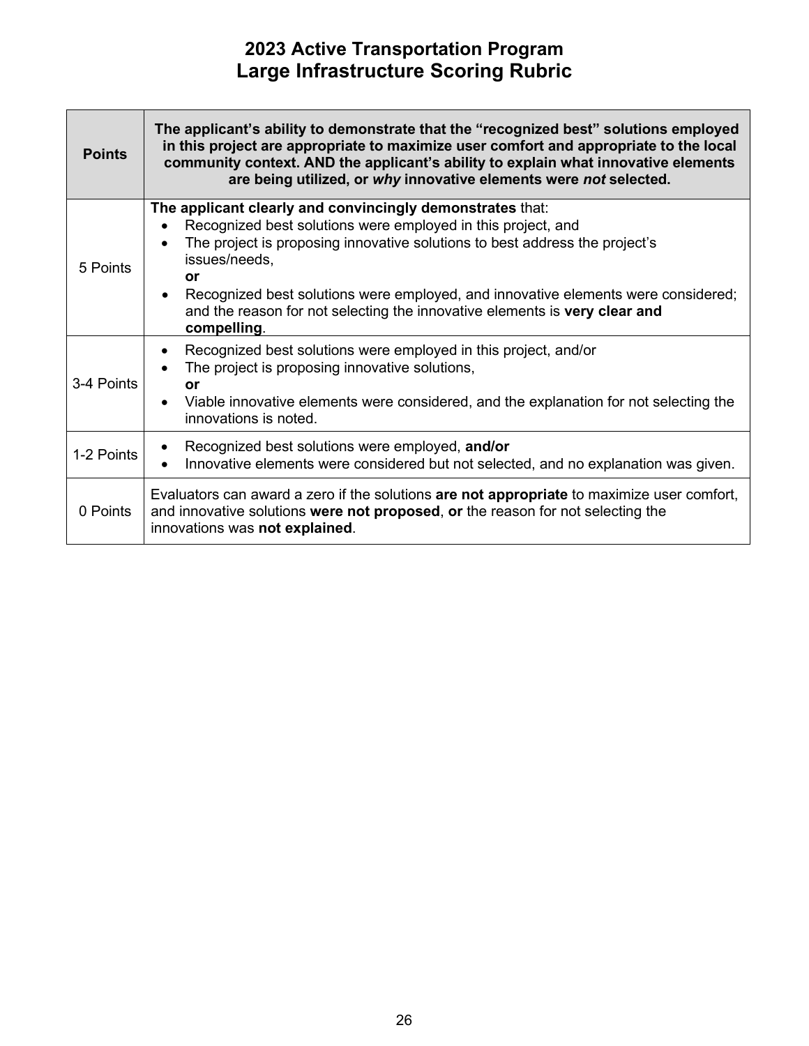# 2023 Active Transportation Program
# Large Infrastructure Scoring Rubric

| Points | The applicant's ability to demonstrate that the "recognized best" solutions employed in this project are appropriate to maximize user comfort and appropriate to the local community context. AND the applicant's ability to explain what innovative elements are being utilized, or *why* innovative elements were *not* selected. |
|---|---|
| 5 Points | **The applicant clearly and convincingly demonstrates** that:<br>• Recognized best solutions were employed in this project, and<br>• The project is proposing innovative solutions to best address the project's issues/needs,<br>**or**<br>• Recognized best solutions were employed, and innovative elements were considered; and the reason for not selecting the innovative elements is **very clear and compelling**. |
| 3-4 Points | • Recognized best solutions were employed in this project, and/or<br>• The project is proposing innovative solutions,<br>**or**<br>• Viable innovative elements were considered, and the explanation for not selecting the innovations is noted. |
| 1-2 Points | • Recognized best solutions were employed, **and/or**<br>• Innovative elements were considered but not selected, and no explanation was given. |
| 0 Points | Evaluators can award a zero if the solutions **are not appropriate** to maximize user comfort, and innovative solutions **were not proposed**, **or** the reason for not selecting the innovations was **not explained**. |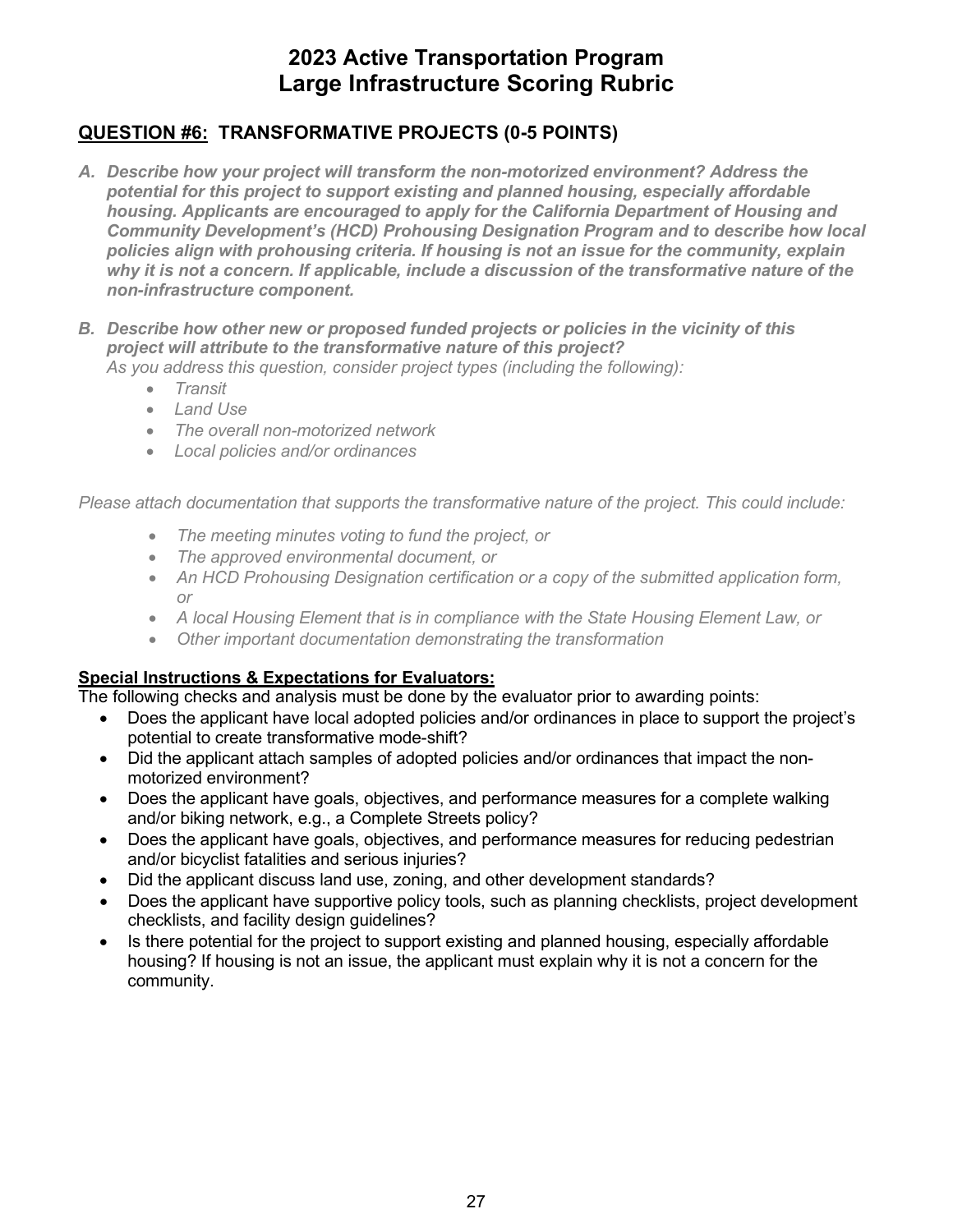# 2023 Active Transportation Program
# Large Infrastructure Scoring Rubric

## QUESTION #6: TRANSFORMATIVE PROJECTS (0-5 POINTS)

***A. Describe how your project will transform the non-motorized environment? Address the potential for this project to support existing and planned housing, especially affordable housing. Applicants are encouraged to apply for the California Department of Housing and Community Development's (HCD) Prohousing Designation Program and to describe how local policies align with prohousing criteria. If housing is not an issue for the community, explain why it is not a concern. If applicable, include a discussion of the transformative nature of the non-infrastructure component.***

***B. Describe how other new or proposed funded projects or policies in the vicinity of this project will attribute to the transformative nature of this project?***
*As you address this question, consider project types (including the following):*
- *Transit*
- *Land Use*
- *The overall non-motorized network*
- *Local policies and/or ordinances*

*Please attach documentation that supports the transformative nature of the project. This could include:*

- *The meeting minutes voting to fund the project, or*
- *The approved environmental document, or*
- *An HCD Prohousing Designation certification or a copy of the submitted application form, or*
- *A local Housing Element that is in compliance with the State Housing Element Law, or*
- *Other important documentation demonstrating the transformation*

**Special Instructions & Expectations for Evaluators:**
The following checks and analysis must be done by the evaluator prior to awarding points:
- Does the applicant have local adopted policies and/or ordinances in place to support the project's potential to create transformative mode-shift?
- Did the applicant attach samples of adopted policies and/or ordinances that impact the non-motorized environment?
- Does the applicant have goals, objectives, and performance measures for a complete walking and/or biking network, e.g., a Complete Streets policy?
- Does the applicant have goals, objectives, and performance measures for reducing pedestrian and/or bicyclist fatalities and serious injuries?
- Did the applicant discuss land use, zoning, and other development standards?
- Does the applicant have supportive policy tools, such as planning checklists, project development checklists, and facility design guidelines?
- Is there potential for the project to support existing and planned housing, especially affordable housing? If housing is not an issue, the applicant must explain why it is not a concern for the community.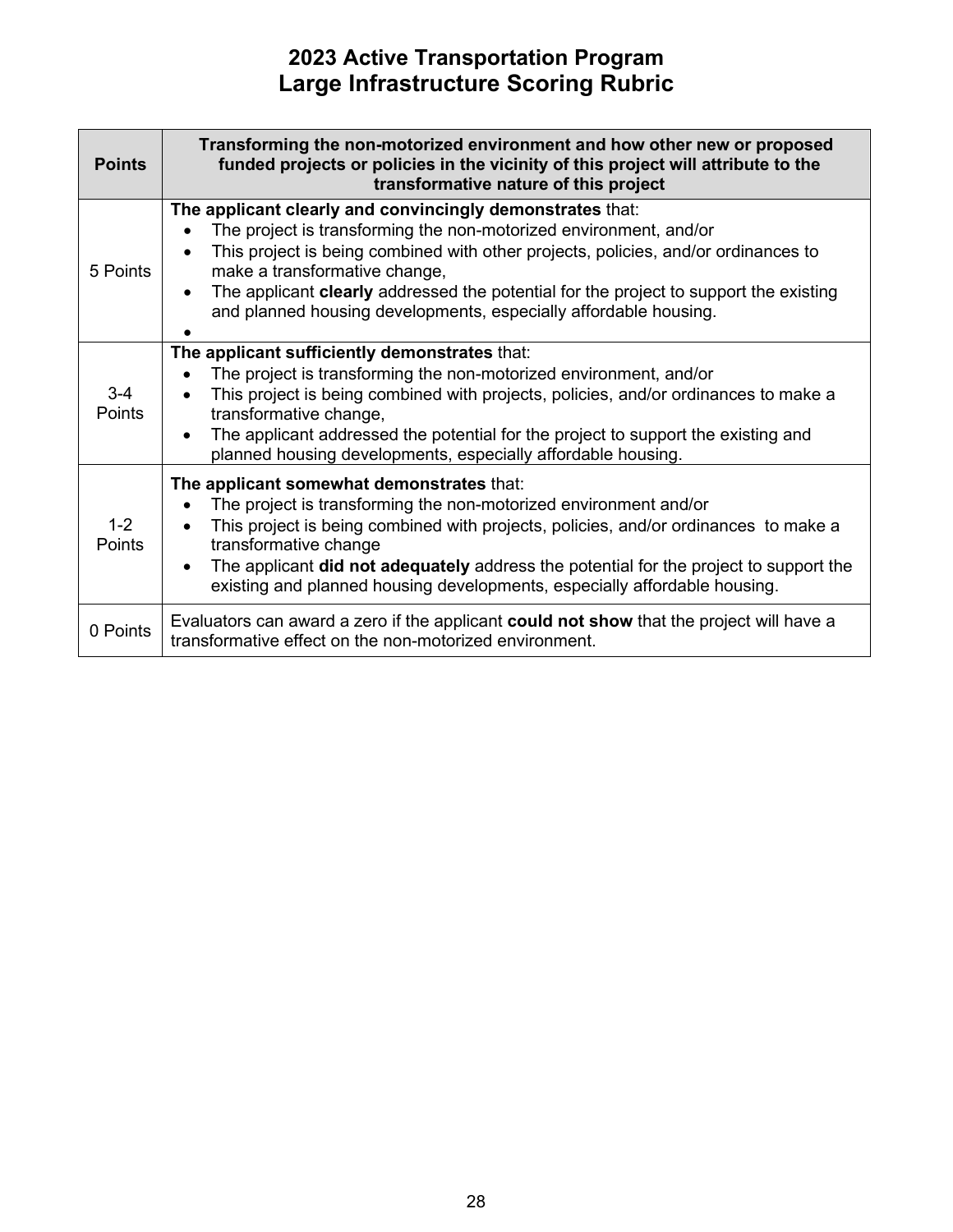# 2023 Active Transportation Program
## Large Infrastructure Scoring Rubric

| Points | Transforming the non-motorized environment and how other new or proposed funded projects or policies in the vicinity of this project will attribute to the transformative nature of this project |
|---|---|
| 5 Points | **The applicant clearly and convincingly demonstrates** that:<br>• The project is transforming the non-motorized environment, and/or<br>• This project is being combined with other projects, policies, and/or ordinances to make a transformative change,<br>• The applicant **clearly** addressed the potential for the project to support the existing and planned housing developments, especially affordable housing.<br>• |
| 3-4 Points | **The applicant sufficiently demonstrates** that:<br>• The project is transforming the non-motorized environment, and/or<br>• This project is being combined with projects, policies, and/or ordinances to make a transformative change,<br>• The applicant addressed the potential for the project to support the existing and planned housing developments, especially affordable housing. |
| 1-2 Points | **The applicant somewhat demonstrates** that:<br>• The project is transforming the non-motorized environment and/or<br>• This project is being combined with projects, policies, and/or ordinances to make a transformative change<br>• The applicant **did not adequately** address the potential for the project to support the existing and planned housing developments, especially affordable housing. |
| 0 Points | Evaluators can award a zero if the applicant **could not show** that the project will have a transformative effect on the non-motorized environment. |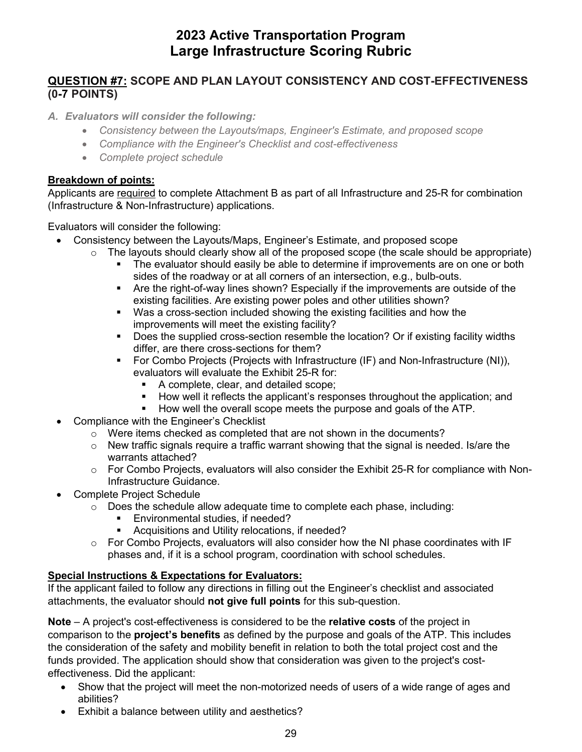# 2023 Active Transportation Program
# Large Infrastructure Scoring Rubric

## <u>QUESTION #7:</u> SCOPE AND PLAN LAYOUT CONSISTENCY AND COST-EFFECTIVENESS (0-7 POINTS)

*A. Evaluators will consider the following:*

- *Consistency between the Layouts/maps, Engineer's Estimate, and proposed scope*
- *Compliance with the Engineer's Checklist and cost-effectiveness*
- *Complete project schedule*

**<u>Breakdown of points:</u>**

Applicants are <u>required</u> to complete Attachment B as part of all Infrastructure and 25-R for combination (Infrastructure & Non-Infrastructure) applications.

Evaluators will consider the following:

- Consistency between the Layouts/Maps, Engineer's Estimate, and proposed scope
  - The layouts should clearly show all of the proposed scope (the scale should be appropriate)
    - The evaluator should easily be able to determine if improvements are on one or both sides of the roadway or at all corners of an intersection, e.g., bulb-outs.
    - Are the right-of-way lines shown? Especially if the improvements are outside of the existing facilities. Are existing power poles and other utilities shown?
    - Was a cross-section included showing the existing facilities and how the improvements will meet the existing facility?
    - Does the supplied cross-section resemble the location? Or if existing facility widths differ, are there cross-sections for them?
    - For Combo Projects (Projects with Infrastructure (IF) and Non-Infrastructure (NI)), evaluators will evaluate the Exhibit 25-R for:
      - A complete, clear, and detailed scope;
      - How well it reflects the applicant's responses throughout the application; and
      - How well the overall scope meets the purpose and goals of the ATP.
- Compliance with the Engineer's Checklist
  - Were items checked as completed that are not shown in the documents?
  - New traffic signals require a traffic warrant showing that the signal is needed. Is/are the warrants attached?
  - For Combo Projects, evaluators will also consider the Exhibit 25-R for compliance with Non-Infrastructure Guidance.
- Complete Project Schedule
  - Does the schedule allow adequate time to complete each phase, including:
    - Environmental studies, if needed?
    - Acquisitions and Utility relocations, if needed?
  - For Combo Projects, evaluators will also consider how the NI phase coordinates with IF phases and, if it is a school program, coordination with school schedules.

**<u>Special Instructions & Expectations for Evaluators:</u>**

If the applicant failed to follow any directions in filling out the Engineer's checklist and associated attachments, the evaluator should **not give full points** for this sub-question.

**Note** – A project's cost-effectiveness is considered to be the **relative costs** of the project in comparison to the **project's benefits** as defined by the purpose and goals of the ATP. This includes the consideration of the safety and mobility benefit in relation to both the total project cost and the funds provided. The application should show that consideration was given to the project's cost-effectiveness. Did the applicant:

- Show that the project will meet the non-motorized needs of users of a wide range of ages and abilities?
- Exhibit a balance between utility and aesthetics?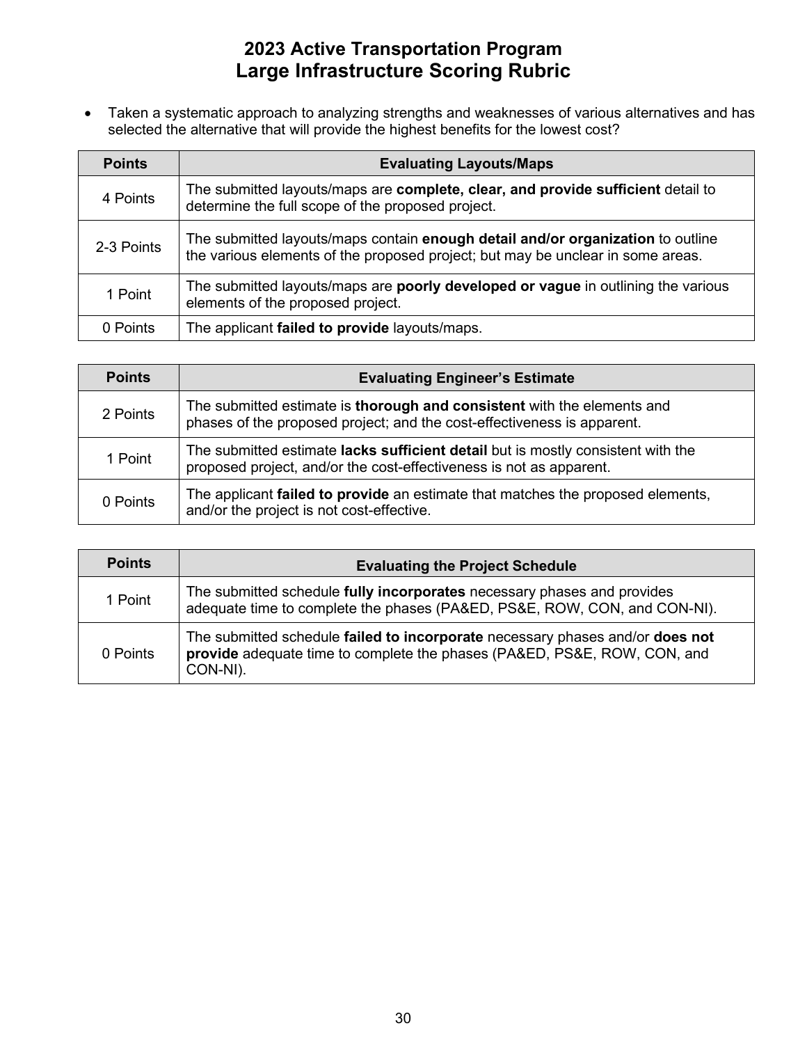# 2023 Active Transportation Program
## Large Infrastructure Scoring Rubric

- Taken a systematic approach to analyzing strengths and weaknesses of various alternatives and has selected the alternative that will provide the highest benefits for the lowest cost?

| Points | Evaluating Layouts/Maps |
|---|---|
| 4 Points | The submitted layouts/maps are **complete, clear, and provide sufficient** detail to determine the full scope of the proposed project. |
| 2-3 Points | The submitted layouts/maps contain **enough detail and/or organization** to outline the various elements of the proposed project; but may be unclear in some areas. |
| 1 Point | The submitted layouts/maps are **poorly developed or vague** in outlining the various elements of the proposed project. |
| 0 Points | The applicant **failed to provide** layouts/maps. |

| Points | Evaluating Engineer's Estimate |
|---|---|
| 2 Points | The submitted estimate is **thorough and consistent** with the elements and phases of the proposed project; and the cost-effectiveness is apparent. |
| 1 Point | The submitted estimate **lacks sufficient detail** but is mostly consistent with the proposed project, and/or the cost-effectiveness is not as apparent. |
| 0 Points | The applicant **failed to provide** an estimate that matches the proposed elements, and/or the project is not cost-effective. |

| Points | Evaluating the Project Schedule |
|---|---|
| 1 Point | The submitted schedule **fully incorporates** necessary phases and provides adequate time to complete the phases (PA&ED, PS&E, ROW, CON, and CON-NI). |
| 0 Points | The submitted schedule **failed to incorporate** necessary phases and/or **does not provide** adequate time to complete the phases (PA&ED, PS&E, ROW, CON, and CON-NI). |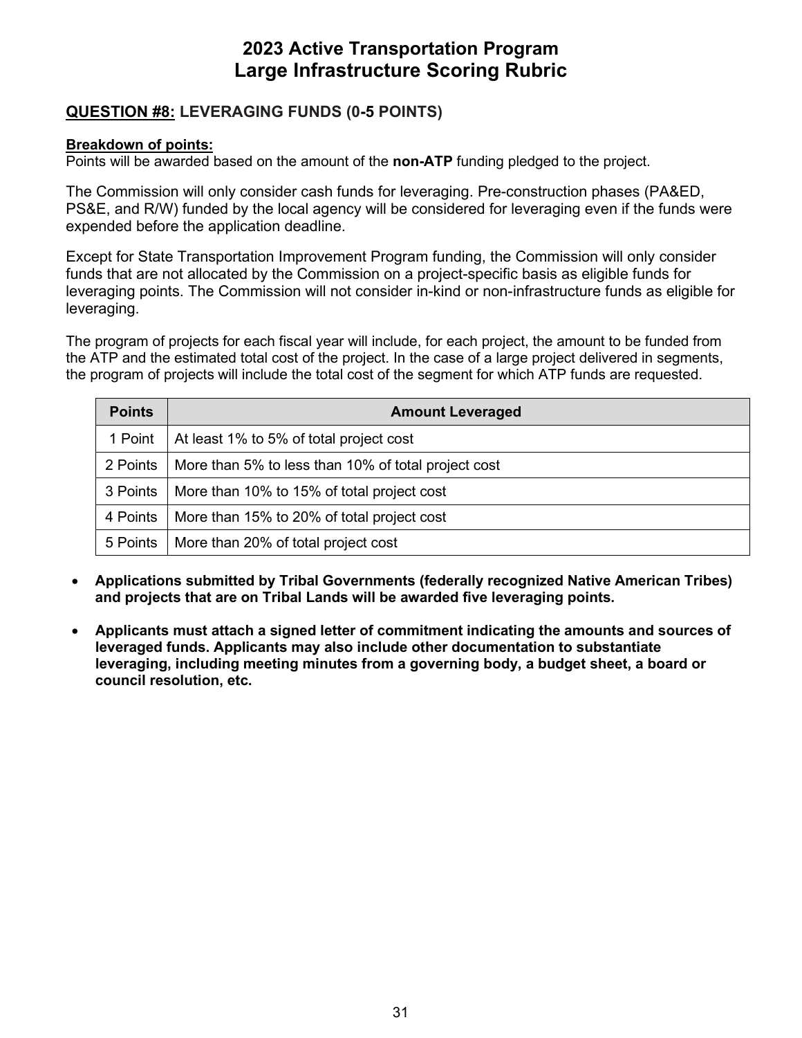# 2023 Active Transportation Program
# Large Infrastructure Scoring Rubric

## QUESTION #8: LEVERAGING FUNDS (0-5 POINTS)

**Breakdown of points:**
Points will be awarded based on the amount of the **non-ATP** funding pledged to the project.

The Commission will only consider cash funds for leveraging. Pre-construction phases (PA&ED, PS&E, and R/W) funded by the local agency will be considered for leveraging even if the funds were expended before the application deadline.

Except for State Transportation Improvement Program funding, the Commission will only consider funds that are not allocated by the Commission on a project-specific basis as eligible funds for leveraging points. The Commission will not consider in-kind or non-infrastructure funds as eligible for leveraging.

The program of projects for each fiscal year will include, for each project, the amount to be funded from the ATP and the estimated total cost of the project. In the case of a large project delivered in segments, the program of projects will include the total cost of the segment for which ATP funds are requested.

| Points | Amount Leveraged |
|---|---|
| 1 Point | At least 1% to 5% of total project cost |
| 2 Points | More than 5% to less than 10% of total project cost |
| 3 Points | More than 10% to 15% of total project cost |
| 4 Points | More than 15% to 20% of total project cost |
| 5 Points | More than 20% of total project cost |

- **Applications submitted by Tribal Governments (federally recognized Native American Tribes) and projects that are on Tribal Lands will be awarded five leveraging points.**
- **Applicants must attach a signed letter of commitment indicating the amounts and sources of leveraged funds. Applicants may also include other documentation to substantiate leveraging, including meeting minutes from a governing body, a budget sheet, a board or council resolution, etc.**